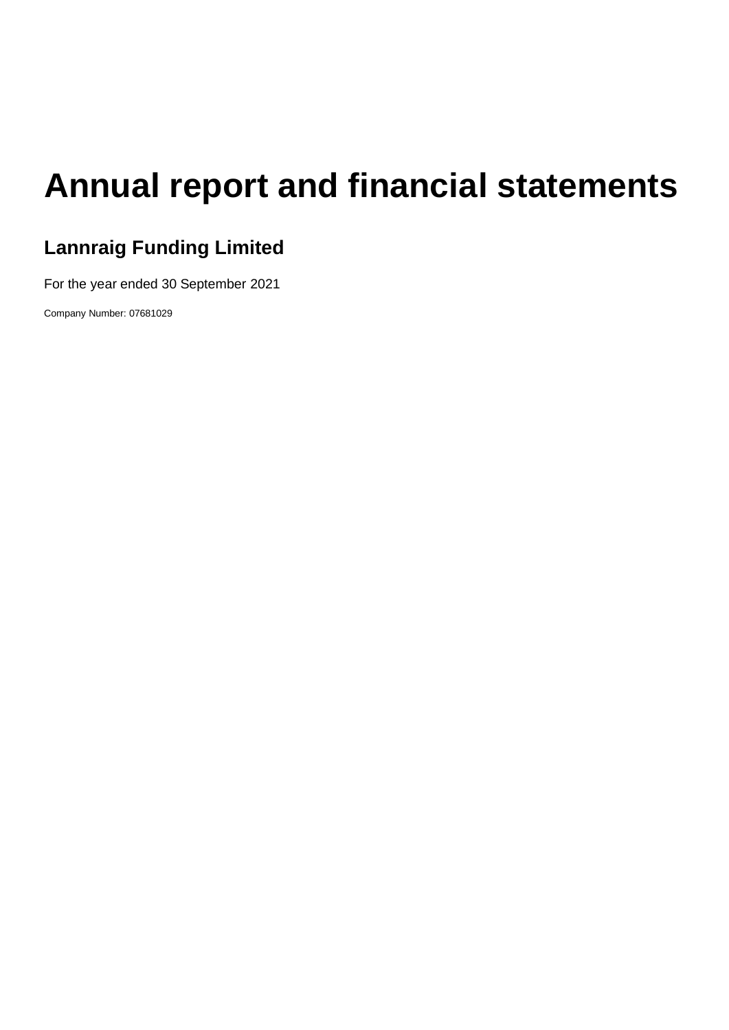# Annual report and financial statements

## Lannraig Funding Limited

For the year ended 30 September 2021

Company Number: 07681029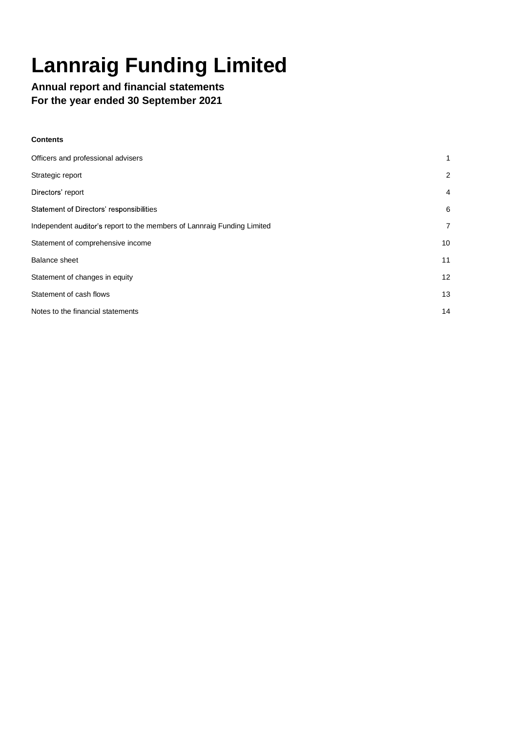# Lannraig Funding Limited

**Annual report and financial statements**
**For the year ended 30 September 2021**

**Contents**

| | |
|---|---|
| Officers and professional advisers | 1 |
| Strategic report | 2 |
| Directors' report | 4 |
| Statement of Directors' responsibilities | 6 |
| Independent auditor's report to the members of Lannraig Funding Limited | 7 |
| Statement of comprehensive income | 10 |
| Balance sheet | 11 |
| Statement of changes in equity | 12 |
| Statement of cash flows | 13 |
| Notes to the financial statements | 14 |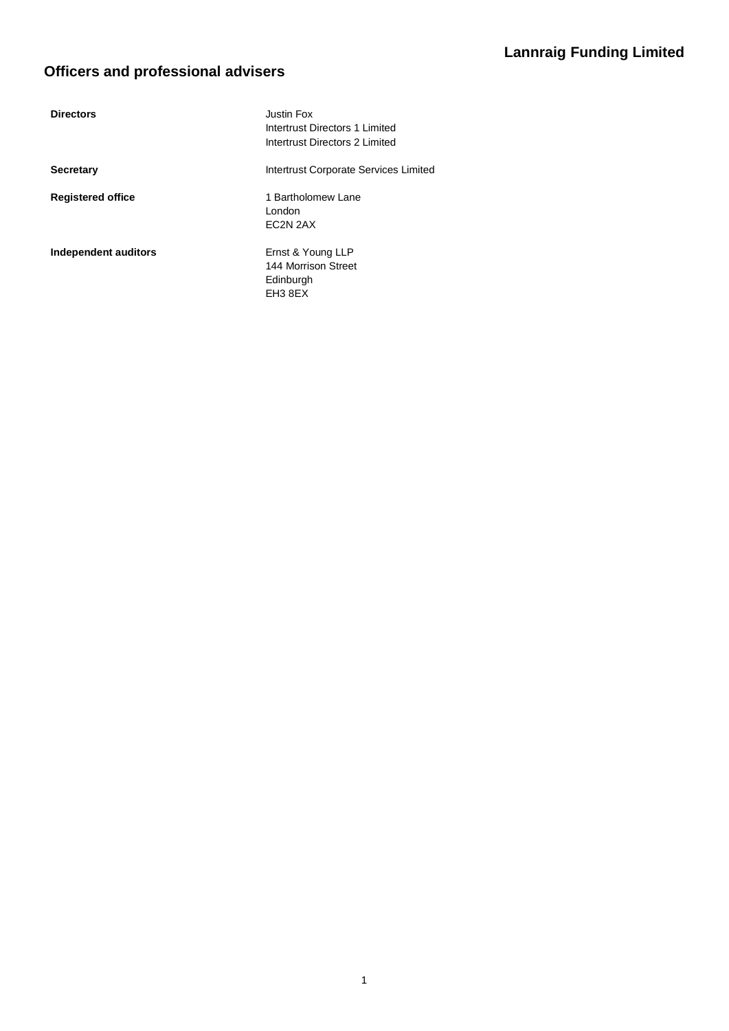## Officers and professional advisers

| | |
|---|---|
| **Directors** | Justin Fox<br>Intertrust Directors 1 Limited<br>Intertrust Directors 2 Limited |
| **Secretary** | Intertrust Corporate Services Limited |
| **Registered office** | 1 Bartholomew Lane<br>London<br>EC2N 2AX |
| **Independent auditors** | Ernst & Young LLP<br>144 Morrison Street<br>Edinburgh<br>EH3 8EX |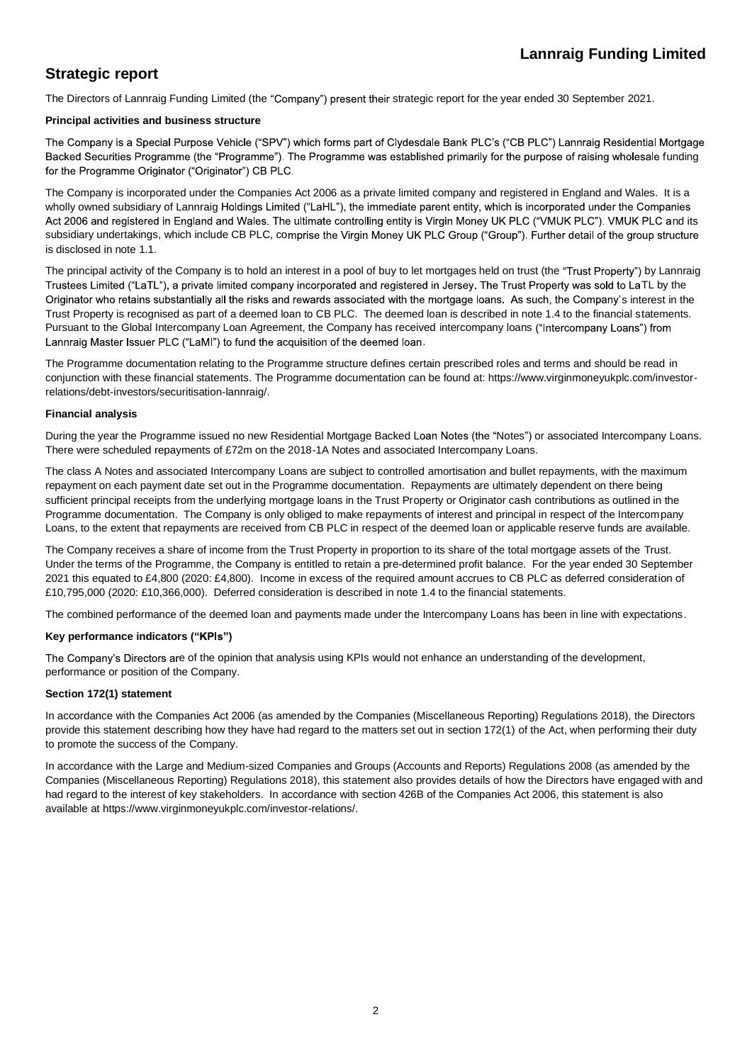## Strategic report

The Directors of Lannraig Funding Limited (the "Company") present their strategic report for the year ended 30 September 2021.

**Principal activities and business structure**

The Company is a Special Purpose Vehicle ("SPV") which forms part of Clydesdale Bank PLC's ("CB PLC") Lannraig Residential Mortgage Backed Securities Programme (the "Programme"). The Programme was established primarily for the purpose of raising wholesale funding for the Programme Originator ("Originator") CB PLC.

The Company is incorporated under the Companies Act 2006 as a private limited company and registered in England and Wales. It is a wholly owned subsidiary of Lannraig Holdings Limited ("LaHL"), the immediate parent entity, which is incorporated under the Companies Act 2006 and registered in England and Wales. The ultimate controlling entity is Virgin Money UK PLC ("VMUK PLC"). VMUK PLC and its subsidiary undertakings, which include CB PLC, comprise the Virgin Money UK PLC Group ("Group"). Further detail of the group structure is disclosed in note 1.1.

The principal activity of the Company is to hold an interest in a pool of buy to let mortgages held on trust (the "Trust Property") by Lannraig Trustees Limited ("LaTL"), a private limited company incorporated and registered in Jersey. The Trust Property was sold to LaTL by the Originator who retains substantially all the risks and rewards associated with the mortgage loans. As such, the Company's interest in the Trust Property is recognised as part of a deemed loan to CB PLC. The deemed loan is described in note 1.4 to the financial statements. Pursuant to the Global Intercompany Loan Agreement, the Company has received intercompany loans ("Intercompany Loans") from Lannraig Master Issuer PLC ("LaMI") to fund the acquisition of the deemed loan.

The Programme documentation relating to the Programme structure defines certain prescribed roles and terms and should be read in conjunction with these financial statements. The Programme documentation can be found at: https://www.virginmoneyukplc.com/investor-relations/debt-investors/securitisation-lannraig/.

**Financial analysis**

During the year the Programme issued no new Residential Mortgage Backed Loan Notes (the "Notes") or associated Intercompany Loans. There were scheduled repayments of £72m on the 2018-1A Notes and associated Intercompany Loans.

The class A Notes and associated Intercompany Loans are subject to controlled amortisation and bullet repayments, with the maximum repayment on each payment date set out in the Programme documentation. Repayments are ultimately dependent on there being sufficient principal receipts from the underlying mortgage loans in the Trust Property or Originator cash contributions as outlined in the Programme documentation. The Company is only obliged to make repayments of interest and principal in respect of the Intercompany Loans, to the extent that repayments are received from CB PLC in respect of the deemed loan or applicable reserve funds are available.

The Company receives a share of income from the Trust Property in proportion to its share of the total mortgage assets of the Trust. Under the terms of the Programme, the Company is entitled to retain a pre-determined profit balance. For the year ended 30 September 2021 this equated to £4,800 (2020: £4,800). Income in excess of the required amount accrues to CB PLC as deferred consideration of £10,795,000 (2020: £10,366,000). Deferred consideration is described in note 1.4 to the financial statements.

The combined performance of the deemed loan and payments made under the Intercompany Loans has been in line with expectations.

**Key performance indicators ("KPIs")**

The Company's Directors are of the opinion that analysis using KPIs would not enhance an understanding of the development, performance or position of the Company.

**Section 172(1) statement**

In accordance with the Companies Act 2006 (as amended by the Companies (Miscellaneous Reporting) Regulations 2018), the Directors provide this statement describing how they have had regard to the matters set out in section 172(1) of the Act, when performing their duty to promote the success of the Company.

In accordance with the Large and Medium-sized Companies and Groups (Accounts and Reports) Regulations 2008 (as amended by the Companies (Miscellaneous Reporting) Regulations 2018), this statement also provides details of how the Directors have engaged with and had regard to the interest of key stakeholders. In accordance with section 426B of the Companies Act 2006, this statement is also available at https://www.virginmoneyukplc.com/investor-relations/.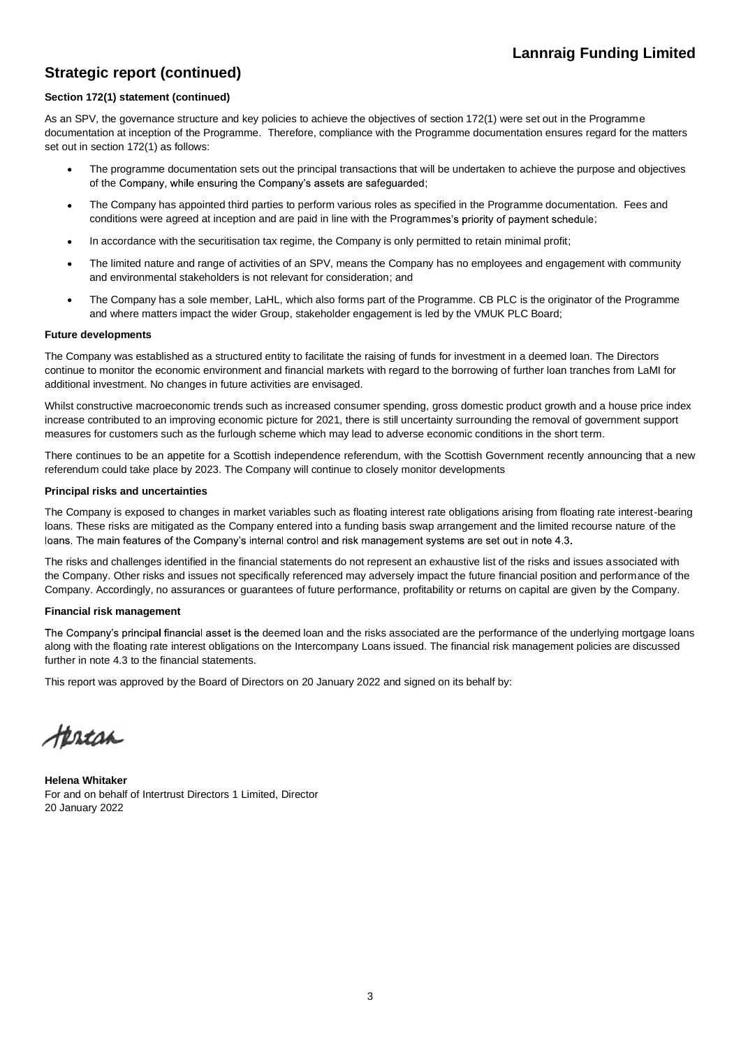## Strategic report (continued)

**Section 172(1) statement (continued)**

As an SPV, the governance structure and key policies to achieve the objectives of section 172(1) were set out in the Programme documentation at inception of the Programme. Therefore, compliance with the Programme documentation ensures regard for the matters set out in section 172(1) as follows:

- The programme documentation sets out the principal transactions that will be undertaken to achieve the purpose and objectives of the Company, while ensuring the Company's assets are safeguarded;
- The Company has appointed third parties to perform various roles as specified in the Programme documentation. Fees and conditions were agreed at inception and are paid in line with the Programmes's priority of payment schedule;
- In accordance with the securitisation tax regime, the Company is only permitted to retain minimal profit;
- The limited nature and range of activities of an SPV, means the Company has no employees and engagement with community and environmental stakeholders is not relevant for consideration; and
- The Company has a sole member, LaHL, which also forms part of the Programme. CB PLC is the originator of the Programme and where matters impact the wider Group, stakeholder engagement is led by the VMUK PLC Board;

**Future developments**

The Company was established as a structured entity to facilitate the raising of funds for investment in a deemed loan. The Directors continue to monitor the economic environment and financial markets with regard to the borrowing of further loan tranches from LaMI for additional investment. No changes in future activities are envisaged.

Whilst constructive macroeconomic trends such as increased consumer spending, gross domestic product growth and a house price index increase contributed to an improving economic picture for 2021, there is still uncertainty surrounding the removal of government support measures for customers such as the furlough scheme which may lead to adverse economic conditions in the short term.

There continues to be an appetite for a Scottish independence referendum, with the Scottish Government recently announcing that a new referendum could take place by 2023. The Company will continue to closely monitor developments

**Principal risks and uncertainties**

The Company is exposed to changes in market variables such as floating interest rate obligations arising from floating rate interest-bearing loans. These risks are mitigated as the Company entered into a funding basis swap arrangement and the limited recourse nature of the loans. The main features of the Company's internal control and risk management systems are set out in note 4.3.

The risks and challenges identified in the financial statements do not represent an exhaustive list of the risks and issues associated with the Company. Other risks and issues not specifically referenced may adversely impact the future financial position and performance of the Company. Accordingly, no assurances or guarantees of future performance, profitability or returns on capital are given by the Company.

**Financial risk management**

The Company's principal financial asset is the deemed loan and the risks associated are the performance of the underlying mortgage loans along with the floating rate interest obligations on the Intercompany Loans issued. The financial risk management policies are discussed further in note 4.3 to the financial statements.

This report was approved by the Board of Directors on 20 January 2022 and signed on its behalf by:

**Helena Whitaker**
For and on behalf of Intertrust Directors 1 Limited, Director
20 January 2022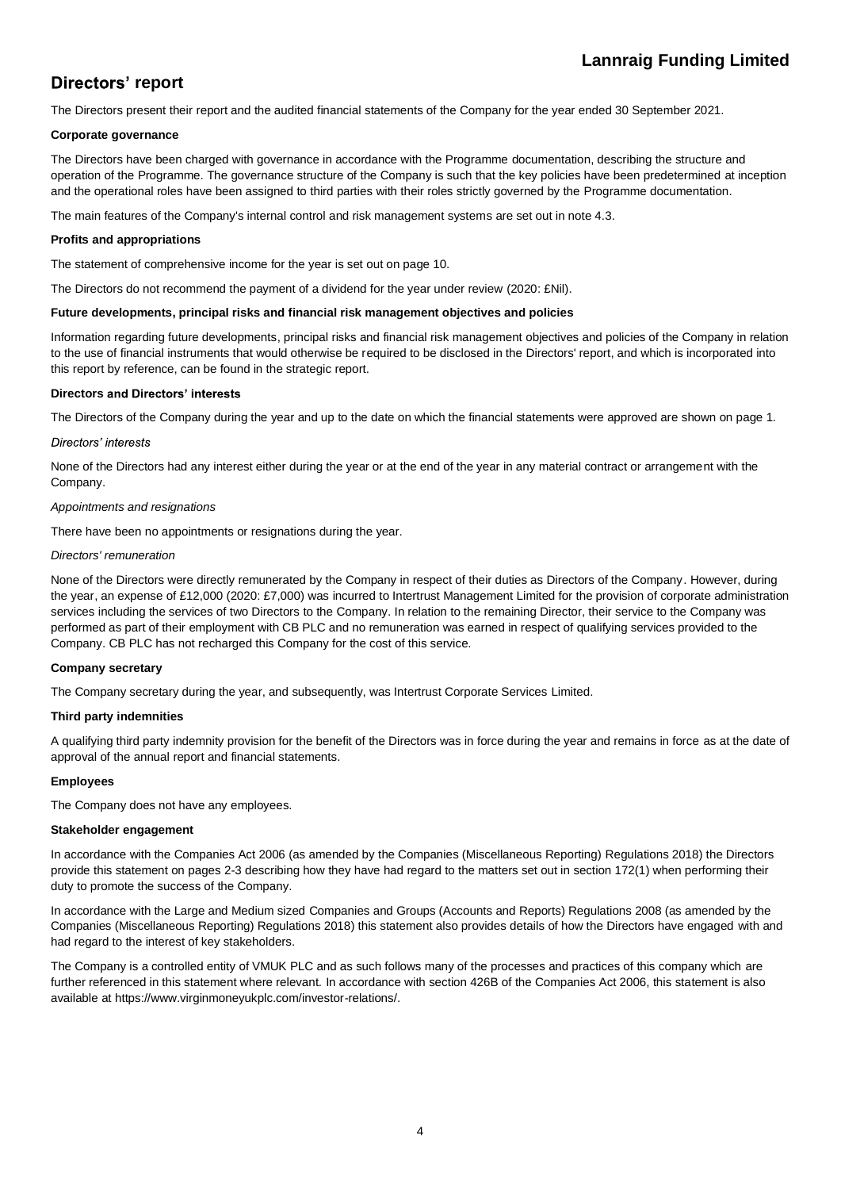## Directors' report

The Directors present their report and the audited financial statements of the Company for the year ended 30 September 2021.

**Corporate governance**

The Directors have been charged with governance in accordance with the Programme documentation, describing the structure and operation of the Programme. The governance structure of the Company is such that the key policies have been predetermined at inception and the operational roles have been assigned to third parties with their roles strictly governed by the Programme documentation.

The main features of the Company's internal control and risk management systems are set out in note 4.3.

**Profits and appropriations**

The statement of comprehensive income for the year is set out on page 10.

The Directors do not recommend the payment of a dividend for the year under review (2020: £Nil).

**Future developments, principal risks and financial risk management objectives and policies**

Information regarding future developments, principal risks and financial risk management objectives and policies of the Company in relation to the use of financial instruments that would otherwise be required to be disclosed in the Directors' report, and which is incorporated into this report by reference, can be found in the strategic report.

**Directors and Directors' interests**

The Directors of the Company during the year and up to the date on which the financial statements were approved are shown on page 1.

*Directors' interests*

None of the Directors had any interest either during the year or at the end of the year in any material contract or arrangement with the Company.

*Appointments and resignations*

There have been no appointments or resignations during the year.

*Directors' remuneration*

None of the Directors were directly remunerated by the Company in respect of their duties as Directors of the Company. However, during the year, an expense of £12,000 (2020: £7,000) was incurred to Intertrust Management Limited for the provision of corporate administration services including the services of two Directors to the Company. In relation to the remaining Director, their service to the Company was performed as part of their employment with CB PLC and no remuneration was earned in respect of qualifying services provided to the Company. CB PLC has not recharged this Company for the cost of this service.

**Company secretary**

The Company secretary during the year, and subsequently, was Intertrust Corporate Services Limited.

**Third party indemnities**

A qualifying third party indemnity provision for the benefit of the Directors was in force during the year and remains in force as at the date of approval of the annual report and financial statements.

**Employees**

The Company does not have any employees.

**Stakeholder engagement**

In accordance with the Companies Act 2006 (as amended by the Companies (Miscellaneous Reporting) Regulations 2018) the Directors provide this statement on pages 2-3 describing how they have had regard to the matters set out in section 172(1) when performing their duty to promote the success of the Company.

In accordance with the Large and Medium sized Companies and Groups (Accounts and Reports) Regulations 2008 (as amended by the Companies (Miscellaneous Reporting) Regulations 2018) this statement also provides details of how the Directors have engaged with and had regard to the interest of key stakeholders.

The Company is a controlled entity of VMUK PLC and as such follows many of the processes and practices of this company which are further referenced in this statement where relevant. In accordance with section 426B of the Companies Act 2006, this statement is also available at https://www.virginmoneyukplc.com/investor-relations/.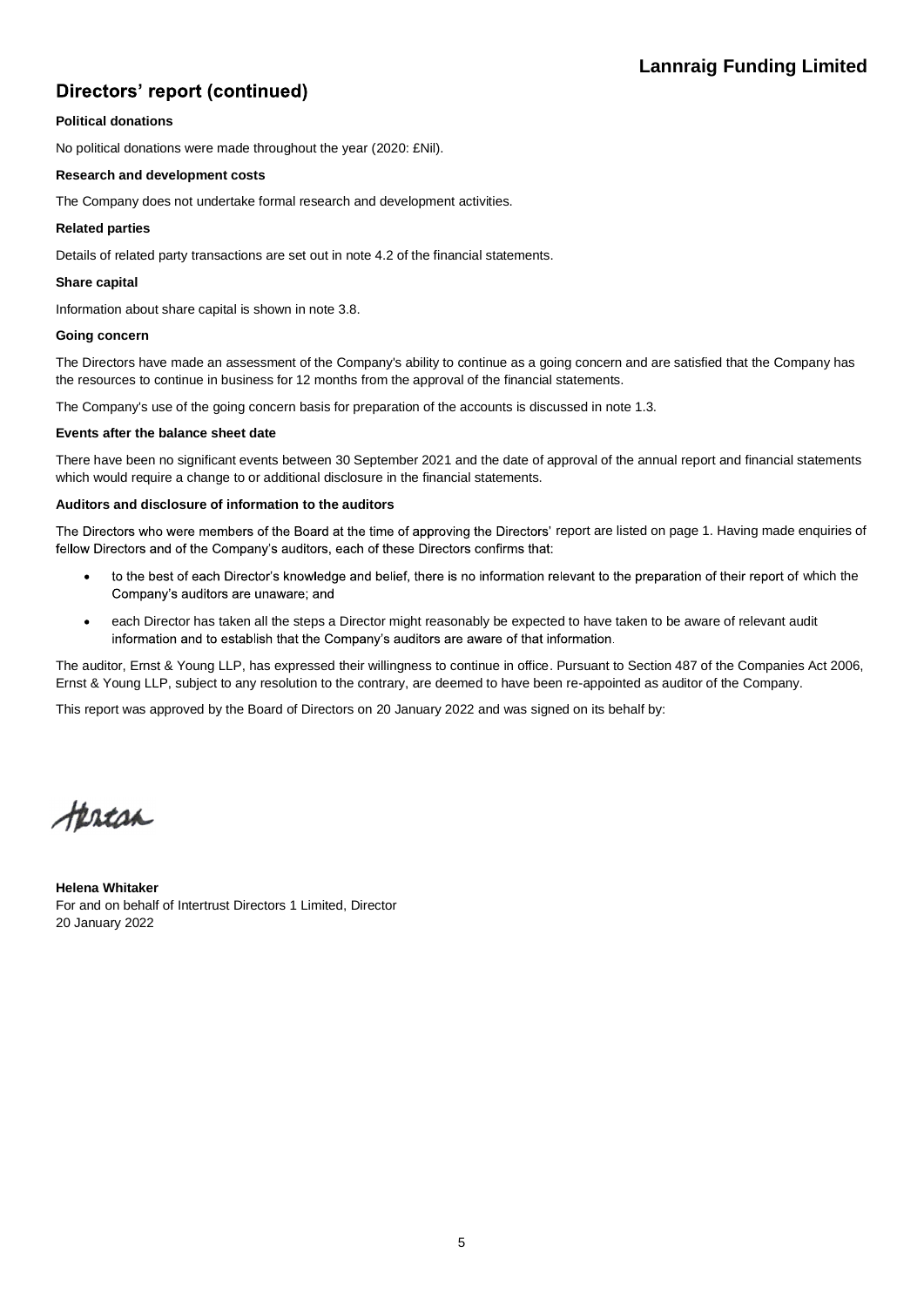# Directors' report (continued)

**Political donations**

No political donations were made throughout the year (2020: £Nil).

**Research and development costs**

The Company does not undertake formal research and development activities.

**Related parties**

Details of related party transactions are set out in note 4.2 of the financial statements.

**Share capital**

Information about share capital is shown in note 3.8.

**Going concern**

The Directors have made an assessment of the Company's ability to continue as a going concern and are satisfied that the Company has the resources to continue in business for 12 months from the approval of the financial statements.

The Company's use of the going concern basis for preparation of the accounts is discussed in note 1.3.

**Events after the balance sheet date**

There have been no significant events between 30 September 2021 and the date of approval of the annual report and financial statements which would require a change to or additional disclosure in the financial statements.

**Auditors and disclosure of information to the auditors**

The Directors who were members of the Board at the time of approving the Directors' report are listed on page 1. Having made enquiries of fellow Directors and of the Company's auditors, each of these Directors confirms that:

- to the best of each Director's knowledge and belief, there is no information relevant to the preparation of their report of which the Company's auditors are unaware; and
- each Director has taken all the steps a Director might reasonably be expected to have taken to be aware of relevant audit information and to establish that the Company's auditors are aware of that information.

The auditor, Ernst & Young LLP, has expressed their willingness to continue in office. Pursuant to Section 487 of the Companies Act 2006, Ernst & Young LLP, subject to any resolution to the contrary, are deemed to have been re-appointed as auditor of the Company.

This report was approved by the Board of Directors on 20 January 2022 and was signed on its behalf by:

**Helena Whitaker**
For and on behalf of Intertrust Directors 1 Limited, Director
20 January 2022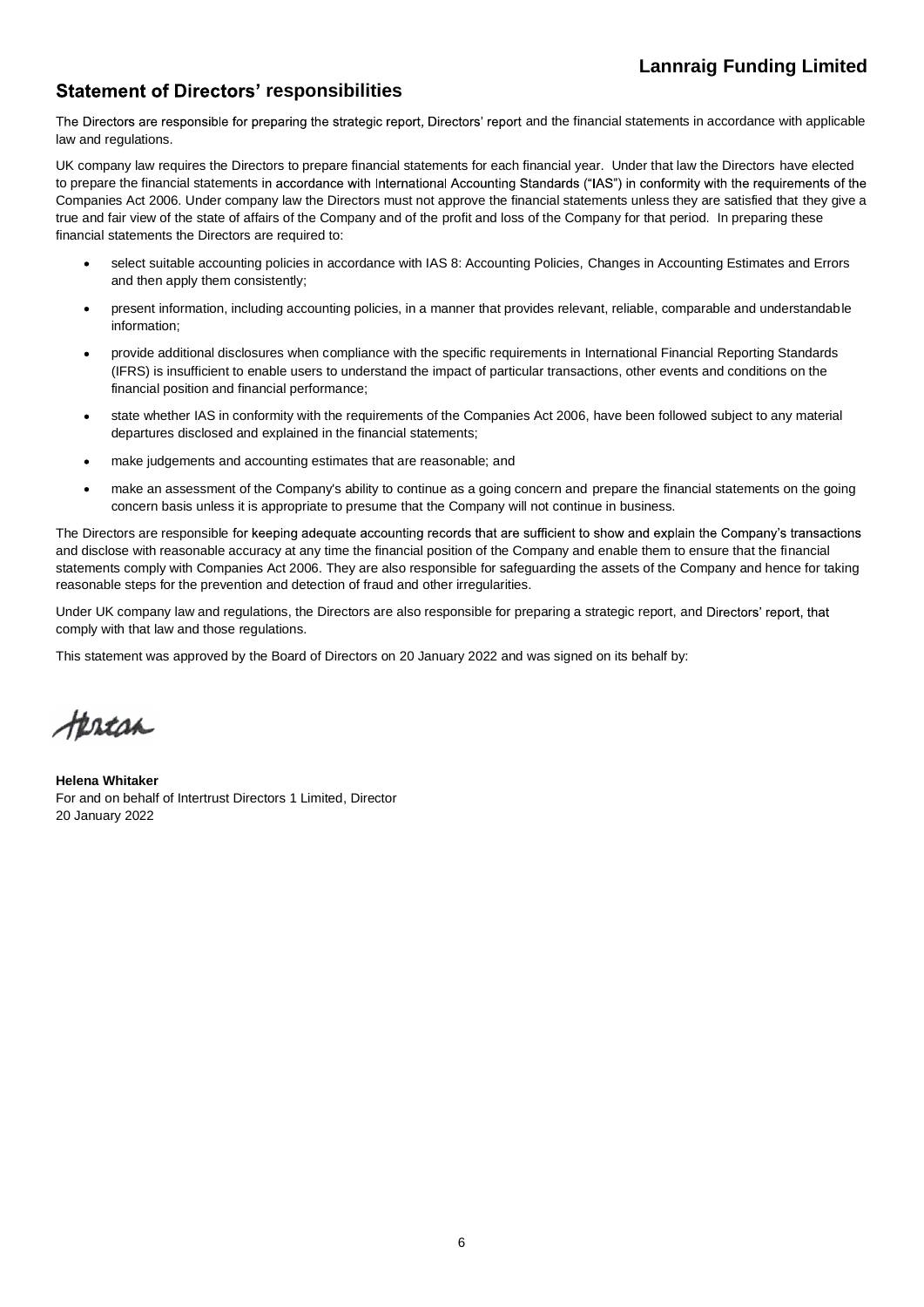## Statement of Directors' responsibilities

The Directors are responsible for preparing the strategic report, Directors' report and the financial statements in accordance with applicable law and regulations.

UK company law requires the Directors to prepare financial statements for each financial year. Under that law the Directors have elected to prepare the financial statements in accordance with International Accounting Standards ("IAS") in conformity with the requirements of the Companies Act 2006. Under company law the Directors must not approve the financial statements unless they are satisfied that they give a true and fair view of the state of affairs of the Company and of the profit and loss of the Company for that period. In preparing these financial statements the Directors are required to:

- select suitable accounting policies in accordance with IAS 8: Accounting Policies, Changes in Accounting Estimates and Errors and then apply them consistently;
- present information, including accounting policies, in a manner that provides relevant, reliable, comparable and understandable information;
- provide additional disclosures when compliance with the specific requirements in International Financial Reporting Standards (IFRS) is insufficient to enable users to understand the impact of particular transactions, other events and conditions on the financial position and financial performance;
- state whether IAS in conformity with the requirements of the Companies Act 2006, have been followed subject to any material departures disclosed and explained in the financial statements;
- make judgements and accounting estimates that are reasonable; and
- make an assessment of the Company's ability to continue as a going concern and prepare the financial statements on the going concern basis unless it is appropriate to presume that the Company will not continue in business.

The Directors are responsible for keeping adequate accounting records that are sufficient to show and explain the Company's transactions and disclose with reasonable accuracy at any time the financial position of the Company and enable them to ensure that the financial statements comply with Companies Act 2006. They are also responsible for safeguarding the assets of the Company and hence for taking reasonable steps for the prevention and detection of fraud and other irregularities.

Under UK company law and regulations, the Directors are also responsible for preparing a strategic report, and Directors' report, that comply with that law and those regulations.

This statement was approved by the Board of Directors on 20 January 2022 and was signed on its behalf by:

**Helena Whitaker**
For and on behalf of Intertrust Directors 1 Limited, Director
20 January 2022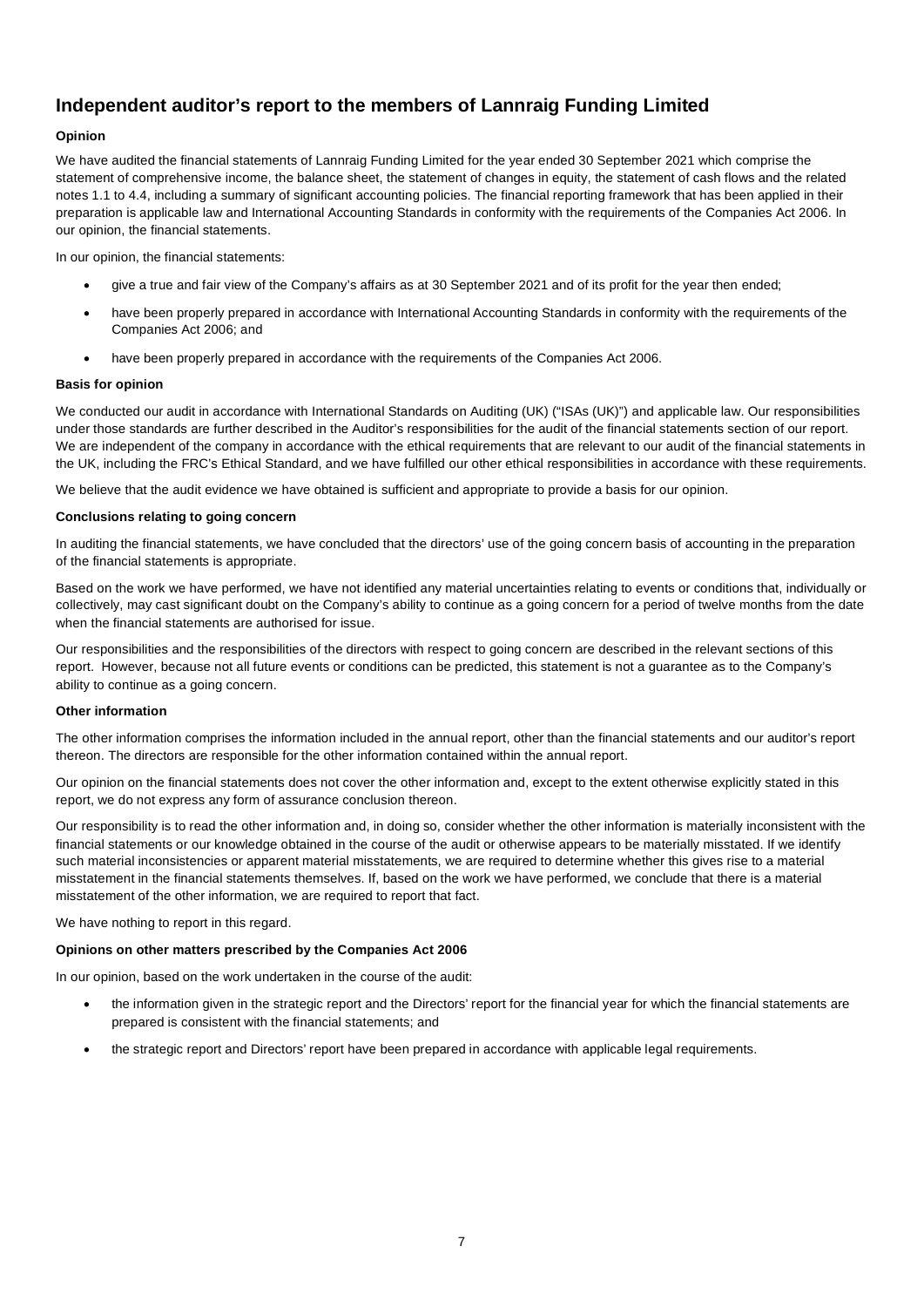# Independent auditor's report to the members of Lannraig Funding Limited

**Opinion**

We have audited the financial statements of Lannraig Funding Limited for the year ended 30 September 2021 which comprise the statement of comprehensive income, the balance sheet, the statement of changes in equity, the statement of cash flows and the related notes 1.1 to 4.4, including a summary of significant accounting policies. The financial reporting framework that has been applied in their preparation is applicable law and International Accounting Standards in conformity with the requirements of the Companies Act 2006. In our opinion, the financial statements.

In our opinion, the financial statements:

- give a true and fair view of the Company's affairs as at 30 September 2021 and of its profit for the year then ended;
- have been properly prepared in accordance with International Accounting Standards in conformity with the requirements of the Companies Act 2006; and
- have been properly prepared in accordance with the requirements of the Companies Act 2006.

**Basis for opinion**

We conducted our audit in accordance with International Standards on Auditing (UK) ("ISAs (UK)") and applicable law. Our responsibilities under those standards are further described in the Auditor's responsibilities for the audit of the financial statements section of our report. We are independent of the company in accordance with the ethical requirements that are relevant to our audit of the financial statements in the UK, including the FRC's Ethical Standard, and we have fulfilled our other ethical responsibilities in accordance with these requirements.

We believe that the audit evidence we have obtained is sufficient and appropriate to provide a basis for our opinion.

**Conclusions relating to going concern**

In auditing the financial statements, we have concluded that the directors' use of the going concern basis of accounting in the preparation of the financial statements is appropriate.

Based on the work we have performed, we have not identified any material uncertainties relating to events or conditions that, individually or collectively, may cast significant doubt on the Company's ability to continue as a going concern for a period of twelve months from the date when the financial statements are authorised for issue.

Our responsibilities and the responsibilities of the directors with respect to going concern are described in the relevant sections of this report. However, because not all future events or conditions can be predicted, this statement is not a guarantee as to the Company's ability to continue as a going concern.

**Other information**

The other information comprises the information included in the annual report, other than the financial statements and our auditor's report thereon. The directors are responsible for the other information contained within the annual report.

Our opinion on the financial statements does not cover the other information and, except to the extent otherwise explicitly stated in this report, we do not express any form of assurance conclusion thereon.

Our responsibility is to read the other information and, in doing so, consider whether the other information is materially inconsistent with the financial statements or our knowledge obtained in the course of the audit or otherwise appears to be materially misstated. If we identify such material inconsistencies or apparent material misstatements, we are required to determine whether this gives rise to a material misstatement in the financial statements themselves. If, based on the work we have performed, we conclude that there is a material misstatement of the other information, we are required to report that fact.

We have nothing to report in this regard.

**Opinions on other matters prescribed by the Companies Act 2006**

In our opinion, based on the work undertaken in the course of the audit:

- the information given in the strategic report and the Directors' report for the financial year for which the financial statements are prepared is consistent with the financial statements; and
- the strategic report and Directors' report have been prepared in accordance with applicable legal requirements.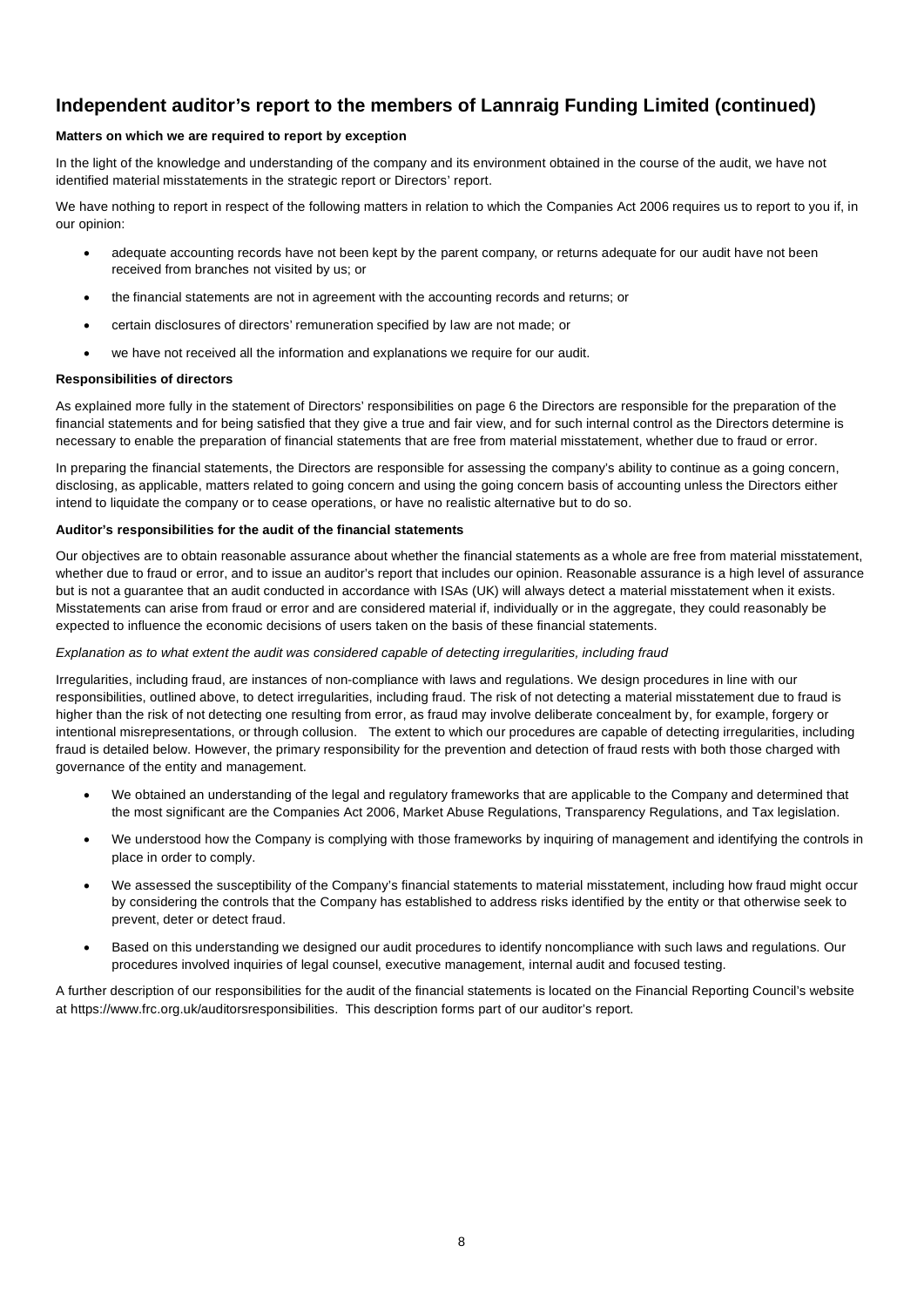# Independent auditor's report to the members of Lannraig Funding Limited (continued)

**Matters on which we are required to report by exception**

In the light of the knowledge and understanding of the company and its environment obtained in the course of the audit, we have not identified material misstatements in the strategic report or Directors' report.

We have nothing to report in respect of the following matters in relation to which the Companies Act 2006 requires us to report to you if, in our opinion:

- adequate accounting records have not been kept by the parent company, or returns adequate for our audit have not been received from branches not visited by us; or
- the financial statements are not in agreement with the accounting records and returns; or
- certain disclosures of directors' remuneration specified by law are not made; or
- we have not received all the information and explanations we require for our audit.

**Responsibilities of directors**

As explained more fully in the statement of Directors' responsibilities on page 6 the Directors are responsible for the preparation of the financial statements and for being satisfied that they give a true and fair view, and for such internal control as the Directors determine is necessary to enable the preparation of financial statements that are free from material misstatement, whether due to fraud or error.

In preparing the financial statements, the Directors are responsible for assessing the company's ability to continue as a going concern, disclosing, as applicable, matters related to going concern and using the going concern basis of accounting unless the Directors either intend to liquidate the company or to cease operations, or have no realistic alternative but to do so.

**Auditor's responsibilities for the audit of the financial statements**

Our objectives are to obtain reasonable assurance about whether the financial statements as a whole are free from material misstatement, whether due to fraud or error, and to issue an auditor's report that includes our opinion. Reasonable assurance is a high level of assurance but is not a guarantee that an audit conducted in accordance with ISAs (UK) will always detect a material misstatement when it exists. Misstatements can arise from fraud or error and are considered material if, individually or in the aggregate, they could reasonably be expected to influence the economic decisions of users taken on the basis of these financial statements.

*Explanation as to what extent the audit was considered capable of detecting irregularities, including fraud*

Irregularities, including fraud, are instances of non-compliance with laws and regulations. We design procedures in line with our responsibilities, outlined above, to detect irregularities, including fraud. The risk of not detecting a material misstatement due to fraud is higher than the risk of not detecting one resulting from error, as fraud may involve deliberate concealment by, for example, forgery or intentional misrepresentations, or through collusion. The extent to which our procedures are capable of detecting irregularities, including fraud is detailed below. However, the primary responsibility for the prevention and detection of fraud rests with both those charged with governance of the entity and management.

- We obtained an understanding of the legal and regulatory frameworks that are applicable to the Company and determined that the most significant are the Companies Act 2006, Market Abuse Regulations, Transparency Regulations, and Tax legislation.
- We understood how the Company is complying with those frameworks by inquiring of management and identifying the controls in place in order to comply.
- We assessed the susceptibility of the Company's financial statements to material misstatement, including how fraud might occur by considering the controls that the Company has established to address risks identified by the entity or that otherwise seek to prevent, deter or detect fraud.
- Based on this understanding we designed our audit procedures to identify noncompliance with such laws and regulations. Our procedures involved inquiries of legal counsel, executive management, internal audit and focused testing.

A further description of our responsibilities for the audit of the financial statements is located on the Financial Reporting Council's website at https://www.frc.org.uk/auditorsresponsibilities. This description forms part of our auditor's report.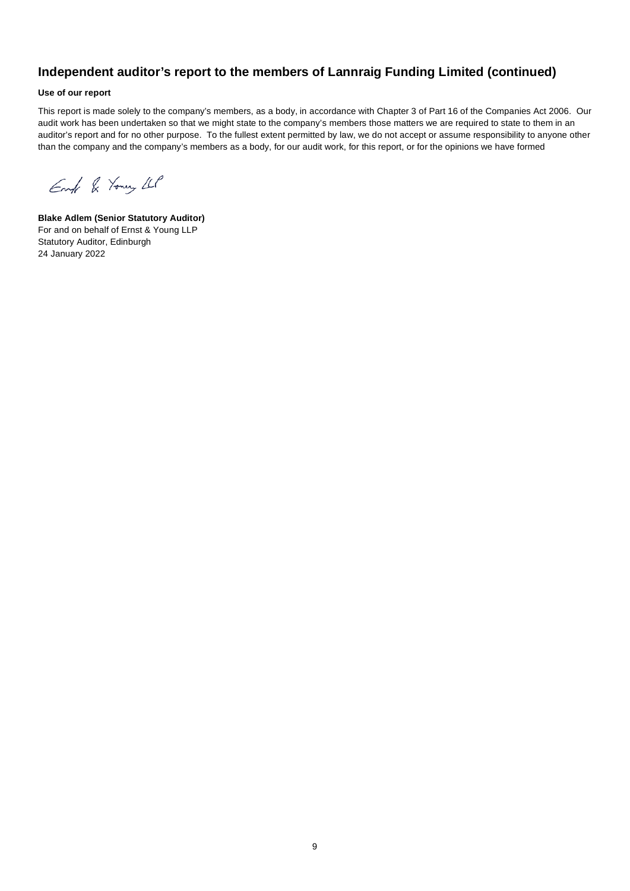## Independent auditor's report to the members of Lannraig Funding Limited (continued)

**Use of our report**

This report is made solely to the company's members, as a body, in accordance with Chapter 3 of Part 16 of the Companies Act 2006. Our audit work has been undertaken so that we might state to the company's members those matters we are required to state to them in an auditor's report and for no other purpose. To the fullest extent permitted by law, we do not accept or assume responsibility to anyone other than the company and the company's members as a body, for our audit work, for this report, or for the opinions we have formed

Ernst & Young LLP

**Blake Adlem (Senior Statutory Auditor)**
For and on behalf of Ernst & Young LLP
Statutory Auditor, Edinburgh
24 January 2022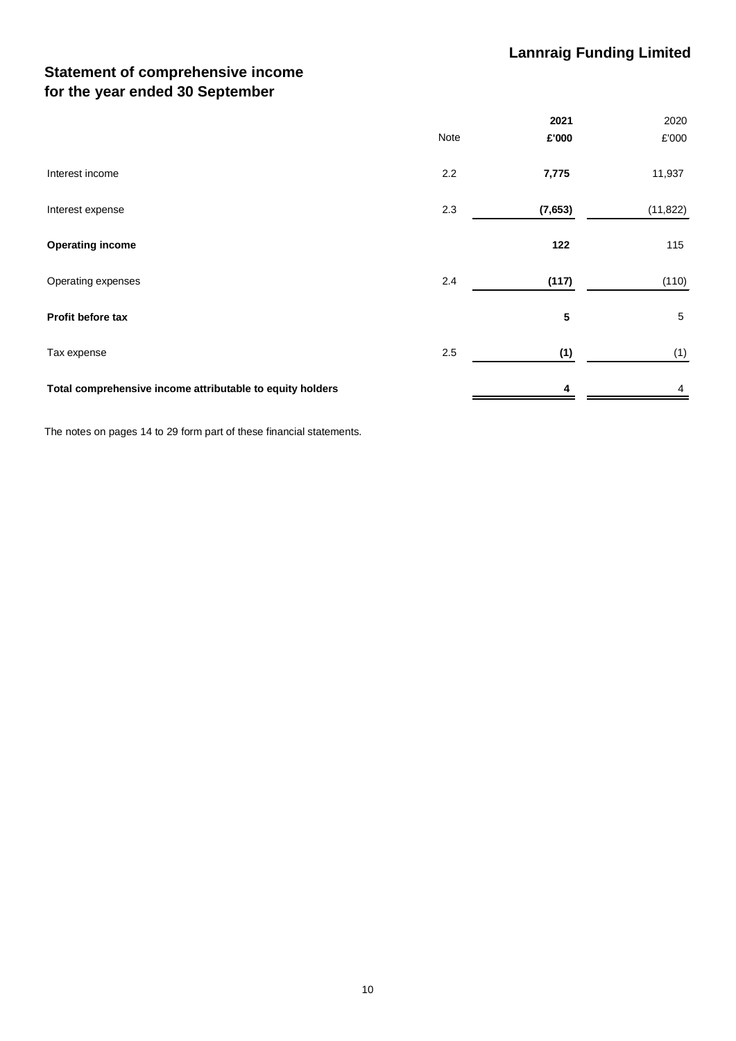**Lannraig Funding Limited**

## Statement of comprehensive income for the year ended 30 September

| | Note | 2021 £'000 | 2020 £'000 |
|---|---|---|---|
| Interest income | 2.2 | **7,775** | 11,937 |
| Interest expense | 2.3 | **(7,653)** | (11,822) |
| **Operating income** | | **122** | 115 |
| Operating expenses | 2.4 | **(117)** | (110) |
| **Profit before tax** | | **5** | 5 |
| Tax expense | 2.5 | **(1)** | (1) |
| **Total comprehensive income attributable to equity holders** | | **4** | 4 |

The notes on pages 14 to 29 form part of these financial statements.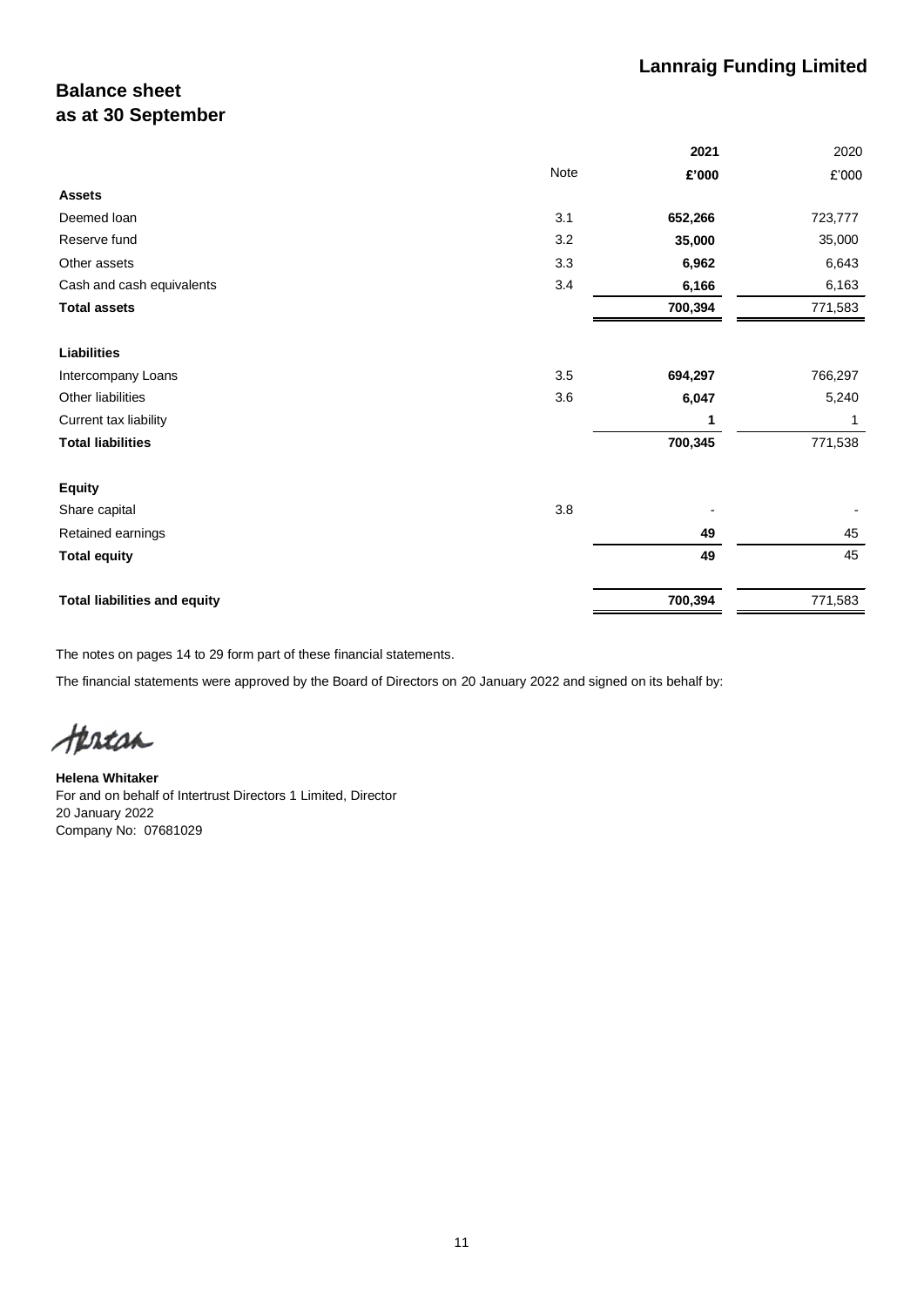# Balance sheet
## as at 30 September

| | Note | 2021 | 2020 |
|---|---|---|---|
| | | £'000 | £'000 |
| **Assets** | | | |
| Deemed loan | 3.1 | **652,266** | 723,777 |
| Reserve fund | 3.2 | **35,000** | 35,000 |
| Other assets | 3.3 | **6,962** | 6,643 |
| Cash and cash equivalents | 3.4 | **6,166** | 6,163 |
| **Total assets** | | **700,394** | 771,583 |
| **Liabilities** | | | |
| Intercompany Loans | 3.5 | **694,297** | 766,297 |
| Other liabilities | 3.6 | **6,047** | 5,240 |
| Current tax liability | | **1** | 1 |
| **Total liabilities** | | **700,345** | 771,538 |
| **Equity** | | | |
| Share capital | 3.8 | - | - |
| Retained earnings | | **49** | 45 |
| **Total equity** | | **49** | 45 |
| **Total liabilities and equity** | | **700,394** | 771,583 |

The notes on pages 14 to 29 form part of these financial statements.

The financial statements were approved by the Board of Directors on 20 January 2022 and signed on its behalf by:

**Helena Whitaker**
For and on behalf of Intertrust Directors 1 Limited, Director
20 January 2022
Company No: 07681029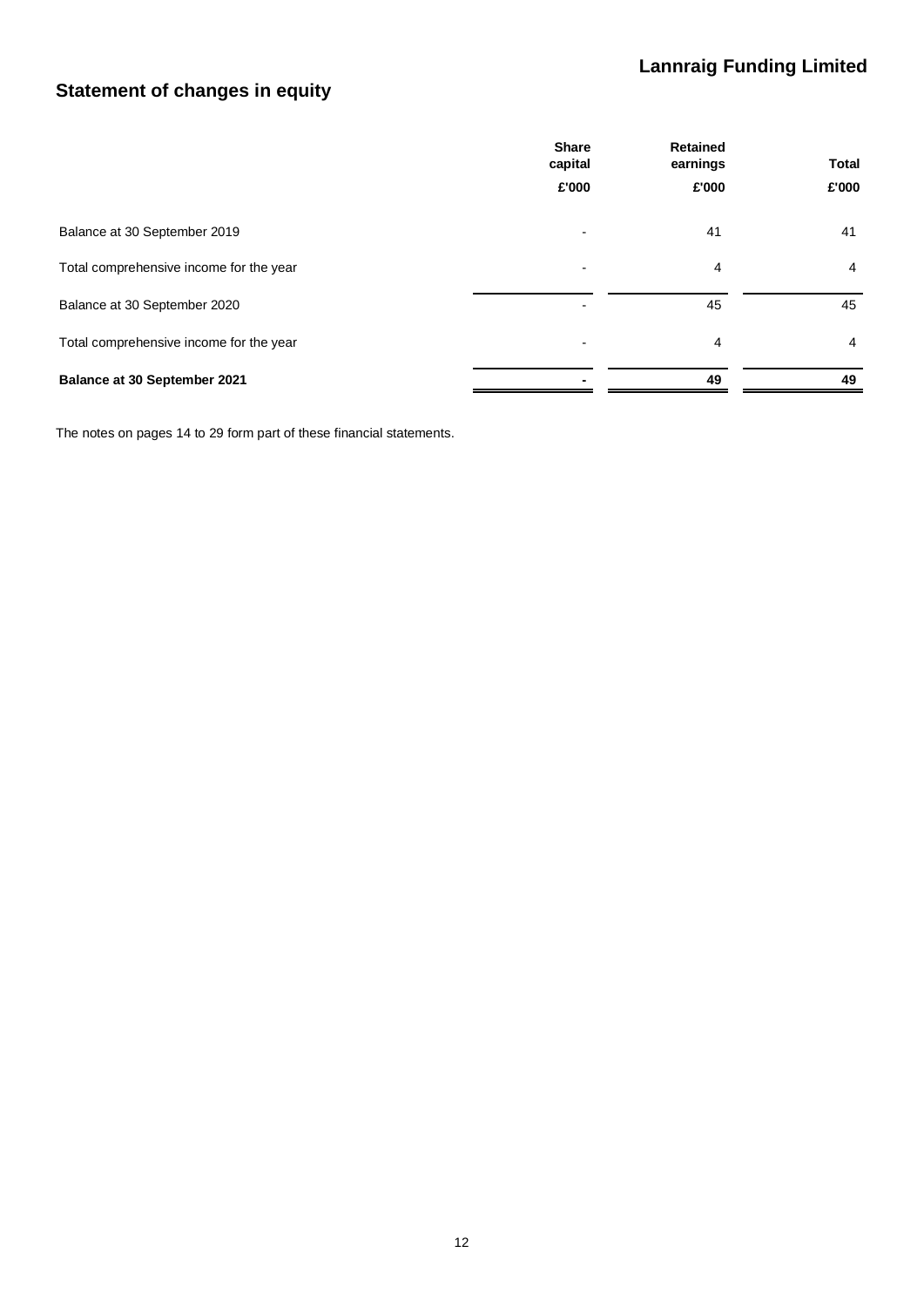Lannraig Funding Limited

# Statement of changes in equity

| | Share capital | Retained earnings | Total |
|---|---|---|---|
| | £'000 | £'000 | £'000 |
| Balance at 30 September 2019 | - | 41 | 41 |
| Total comprehensive income for the year | - | 4 | 4 |
| Balance at 30 September 2020 | - | 45 | 45 |
| Total comprehensive income for the year | - | 4 | 4 |
| **Balance at 30 September 2021** | **-** | **49** | **49** |

The notes on pages 14 to 29 form part of these financial statements.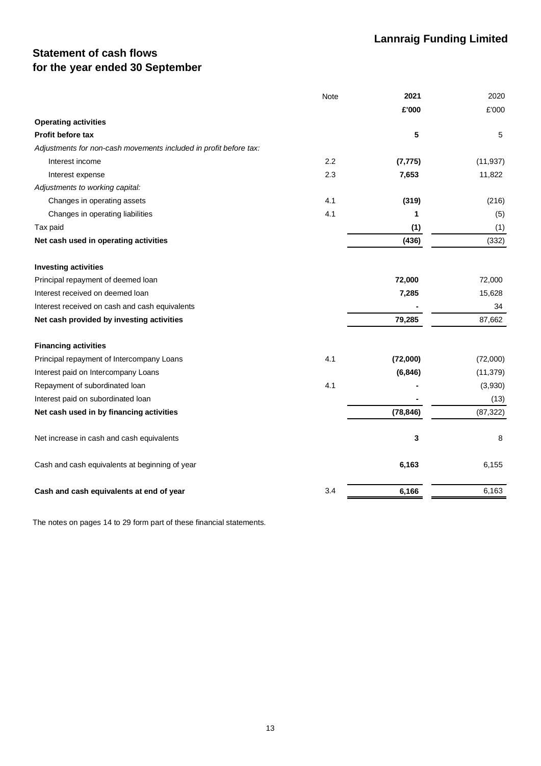**Lannraig Funding Limited**

## Statement of cash flows
## for the year ended 30 September

| | Note | 2021 | 2020 |
|---|---|---|---|
| | | **£'000** | £'000 |
| **Operating activities** | | | |
| **Profit before tax** | | **5** | 5 |
| *Adjustments for non-cash movements included in profit before tax:* | | | |
| Interest income | 2.2 | **(7,775)** | (11,937) |
| Interest expense | 2.3 | **7,653** | 11,822 |
| *Adjustments to working capital:* | | | |
| Changes in operating assets | 4.1 | **(319)** | (216) |
| Changes in operating liabilities | 4.1 | **1** | (5) |
| Tax paid | | **(1)** | (1) |
| **Net cash used in operating activities** | | **(436)** | (332) |
| | | | |
| **Investing activities** | | | |
| Principal repayment of deemed loan | | **72,000** | 72,000 |
| Interest received on deemed loan | | **7,285** | 15,628 |
| Interest received on cash and cash equivalents | | **-** | 34 |
| **Net cash provided by investing activities** | | **79,285** | 87,662 |
| | | | |
| **Financing activities** | | | |
| Principal repayment of Intercompany Loans | 4.1 | **(72,000)** | (72,000) |
| Interest paid on Intercompany Loans | | **(6,846)** | (11,379) |
| Repayment of subordinated loan | 4.1 | **-** | (3,930) |
| Interest paid on subordinated loan | | **-** | (13) |
| **Net cash used in by financing activities** | | **(78,846)** | (87,322) |
| | | | |
| Net increase in cash and cash equivalents | | **3** | 8 |
| | | | |
| Cash and cash equivalents at beginning of year | | **6,163** | 6,155 |
| | | | |
| **Cash and cash equivalents at end of year** | 3.4 | **6,166** | 6,163 |

The notes on pages 14 to 29 form part of these financial statements.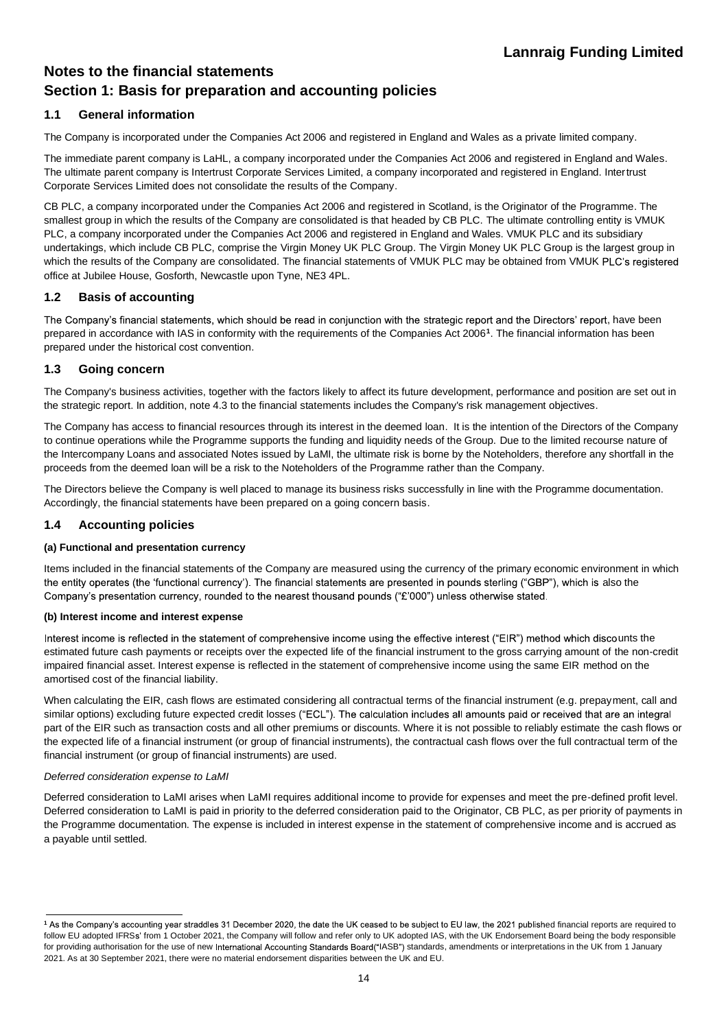# Notes to the financial statements

## Section 1: Basis for preparation and accounting policies

### 1.1 General information

The Company is incorporated under the Companies Act 2006 and registered in England and Wales as a private limited company.

The immediate parent company is LaHL, a company incorporated under the Companies Act 2006 and registered in England and Wales. The ultimate parent company is Intertrust Corporate Services Limited, a company incorporated and registered in England. Intertrust Corporate Services Limited does not consolidate the results of the Company.

CB PLC, a company incorporated under the Companies Act 2006 and registered in Scotland, is the Originator of the Programme. The smallest group in which the results of the Company are consolidated is that headed by CB PLC. The ultimate controlling entity is VMUK PLC, a company incorporated under the Companies Act 2006 and registered in England and Wales. VMUK PLC and its subsidiary undertakings, which include CB PLC, comprise the Virgin Money UK PLC Group. The Virgin Money UK PLC Group is the largest group in which the results of the Company are consolidated. The financial statements of VMUK PLC may be obtained from VMUK PLC's registered office at Jubilee House, Gosforth, Newcastle upon Tyne, NE3 4PL.

### 1.2 Basis of accounting

The Company's financial statements, which should be read in conjunction with the strategic report and the Directors' report, have been prepared in accordance with IAS in conformity with the requirements of the Companies Act 2006[1]. The financial information has been prepared under the historical cost convention.

### 1.3 Going concern

The Company's business activities, together with the factors likely to affect its future development, performance and position are set out in the strategic report. In addition, note 4.3 to the financial statements includes the Company's risk management objectives.

The Company has access to financial resources through its interest in the deemed loan. It is the intention of the Directors of the Company to continue operations while the Programme supports the funding and liquidity needs of the Group. Due to the limited recourse nature of the Intercompany Loans and associated Notes issued by LaMI, the ultimate risk is borne by the Noteholders, therefore any shortfall in the proceeds from the deemed loan will be a risk to the Noteholders of the Programme rather than the Company.

The Directors believe the Company is well placed to manage its business risks successfully in line with the Programme documentation. Accordingly, the financial statements have been prepared on a going concern basis.

### 1.4 Accounting policies

**(a) Functional and presentation currency**

Items included in the financial statements of the Company are measured using the currency of the primary economic environment in which the entity operates (the 'functional currency'). The financial statements are presented in pounds sterling ("GBP"), which is also the Company's presentation currency, rounded to the nearest thousand pounds ("£'000") unless otherwise stated.

**(b) Interest income and interest expense**

Interest income is reflected in the statement of comprehensive income using the effective interest ("EIR") method which discounts the estimated future cash payments or receipts over the expected life of the financial instrument to the gross carrying amount of the non-credit impaired financial asset. Interest expense is reflected in the statement of comprehensive income using the same EIR method on the amortised cost of the financial liability.

When calculating the EIR, cash flows are estimated considering all contractual terms of the financial instrument (e.g. prepayment, call and similar options) excluding future expected credit losses ("ECL"). The calculation includes all amounts paid or received that are an integral part of the EIR such as transaction costs and all other premiums or discounts. Where it is not possible to reliably estimate the cash flows or the expected life of a financial instrument (or group of financial instruments), the contractual cash flows over the full contractual term of the financial instrument (or group of financial instruments) are used.

*Deferred consideration expense to LaMI*

Deferred consideration to LaMI arises when LaMI requires additional income to provide for expenses and meet the pre-defined profit level. Deferred consideration to LaMI is paid in priority to the deferred consideration paid to the Originator, CB PLC, as per priority of payments in the Programme documentation. The expense is included in interest expense in the statement of comprehensive income and is accrued as a payable until settled.

[1] As the Company's accounting year straddles 31 December 2020, the date the UK ceased to be subject to EU law, the 2021 published financial reports are required to follow EU adopted IFRSs' from 1 October 2021, the Company will follow and refer only to UK adopted IAS, with the UK Endorsement Board being the body responsible for providing authorisation for the use of new International Accounting Standards Board("IASB") standards, amendments or interpretations in the UK from 1 January 2021. As at 30 September 2021, there were no material endorsement disparities between the UK and EU.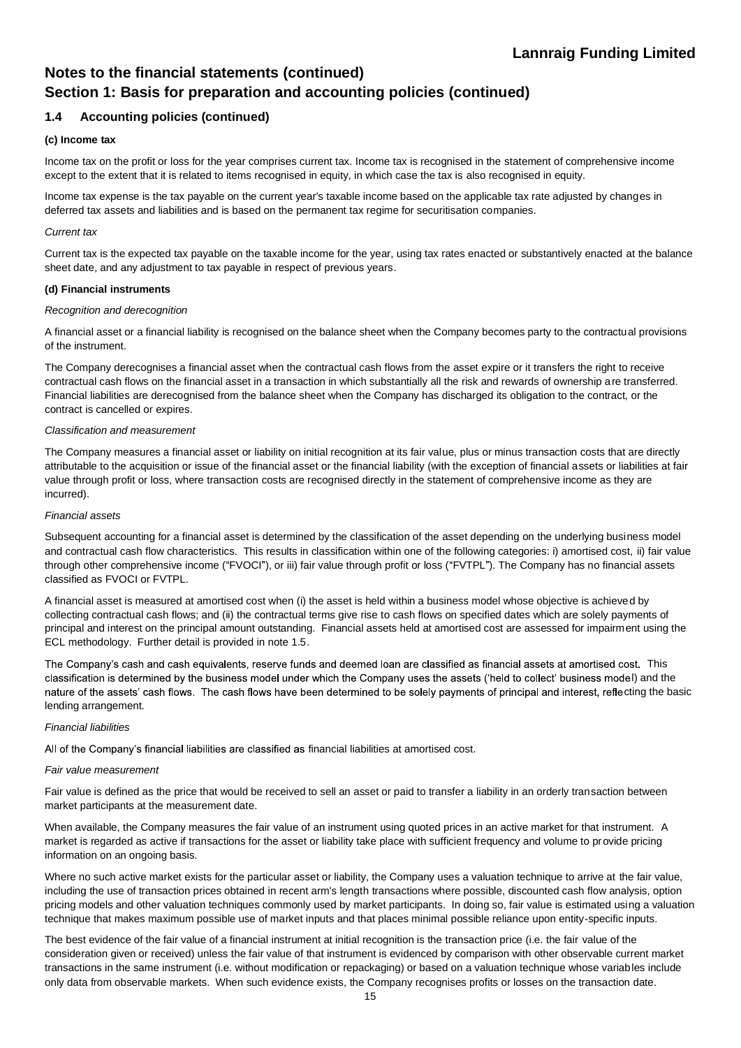# Notes to the financial statements (continued)

## Section 1: Basis for preparation and accounting policies (continued)

### 1.4 Accounting policies (continued)

**(c) Income tax**

Income tax on the profit or loss for the year comprises current tax. Income tax is recognised in the statement of comprehensive income except to the extent that it is related to items recognised in equity, in which case the tax is also recognised in equity.

Income tax expense is the tax payable on the current year's taxable income based on the applicable tax rate adjusted by changes in deferred tax assets and liabilities and is based on the permanent tax regime for securitisation companies.

*Current tax*

Current tax is the expected tax payable on the taxable income for the year, using tax rates enacted or substantively enacted at the balance sheet date, and any adjustment to tax payable in respect of previous years.

**(d) Financial instruments**

*Recognition and derecognition*

A financial asset or a financial liability is recognised on the balance sheet when the Company becomes party to the contractual provisions of the instrument.

The Company derecognises a financial asset when the contractual cash flows from the asset expire or it transfers the right to receive contractual cash flows on the financial asset in a transaction in which substantially all the risk and rewards of ownership are transferred. Financial liabilities are derecognised from the balance sheet when the Company has discharged its obligation to the contract, or the contract is cancelled or expires.

*Classification and measurement*

The Company measures a financial asset or liability on initial recognition at its fair value, plus or minus transaction costs that are directly attributable to the acquisition or issue of the financial asset or the financial liability (with the exception of financial assets or liabilities at fair value through profit or loss, where transaction costs are recognised directly in the statement of comprehensive income as they are incurred).

*Financial assets*

Subsequent accounting for a financial asset is determined by the classification of the asset depending on the underlying business model and contractual cash flow characteristics. This results in classification within one of the following categories: i) amortised cost, ii) fair value through other comprehensive income ("FVOCI"), or iii) fair value through profit or loss ("FVTPL"). The Company has no financial assets classified as FVOCI or FVTPL.

A financial asset is measured at amortised cost when (i) the asset is held within a business model whose objective is achieved by collecting contractual cash flows; and (ii) the contractual terms give rise to cash flows on specified dates which are solely payments of principal and interest on the principal amount outstanding. Financial assets held at amortised cost are assessed for impairment using the ECL methodology. Further detail is provided in note 1.5.

The Company's cash and cash equivalents, reserve funds and deemed loan are classified as financial assets at amortised cost. This classification is determined by the business model under which the Company uses the assets ('held to collect' business model) and the nature of the assets' cash flows. The cash flows have been determined to be solely payments of principal and interest, reflecting the basic lending arrangement.

*Financial liabilities*

All of the Company's financial liabilities are classified as financial liabilities at amortised cost.

*Fair value measurement*

Fair value is defined as the price that would be received to sell an asset or paid to transfer a liability in an orderly transaction between market participants at the measurement date.

When available, the Company measures the fair value of an instrument using quoted prices in an active market for that instrument. A market is regarded as active if transactions for the asset or liability take place with sufficient frequency and volume to provide pricing information on an ongoing basis.

Where no such active market exists for the particular asset or liability, the Company uses a valuation technique to arrive at the fair value, including the use of transaction prices obtained in recent arm's length transactions where possible, discounted cash flow analysis, option pricing models and other valuation techniques commonly used by market participants. In doing so, fair value is estimated using a valuation technique that makes maximum possible use of market inputs and that places minimal possible reliance upon entity-specific inputs.

The best evidence of the fair value of a financial instrument at initial recognition is the transaction price (i.e. the fair value of the consideration given or received) unless the fair value of that instrument is evidenced by comparison with other observable current market transactions in the same instrument (i.e. without modification or repackaging) or based on a valuation technique whose variables include only data from observable markets. When such evidence exists, the Company recognises profits or losses on the transaction date.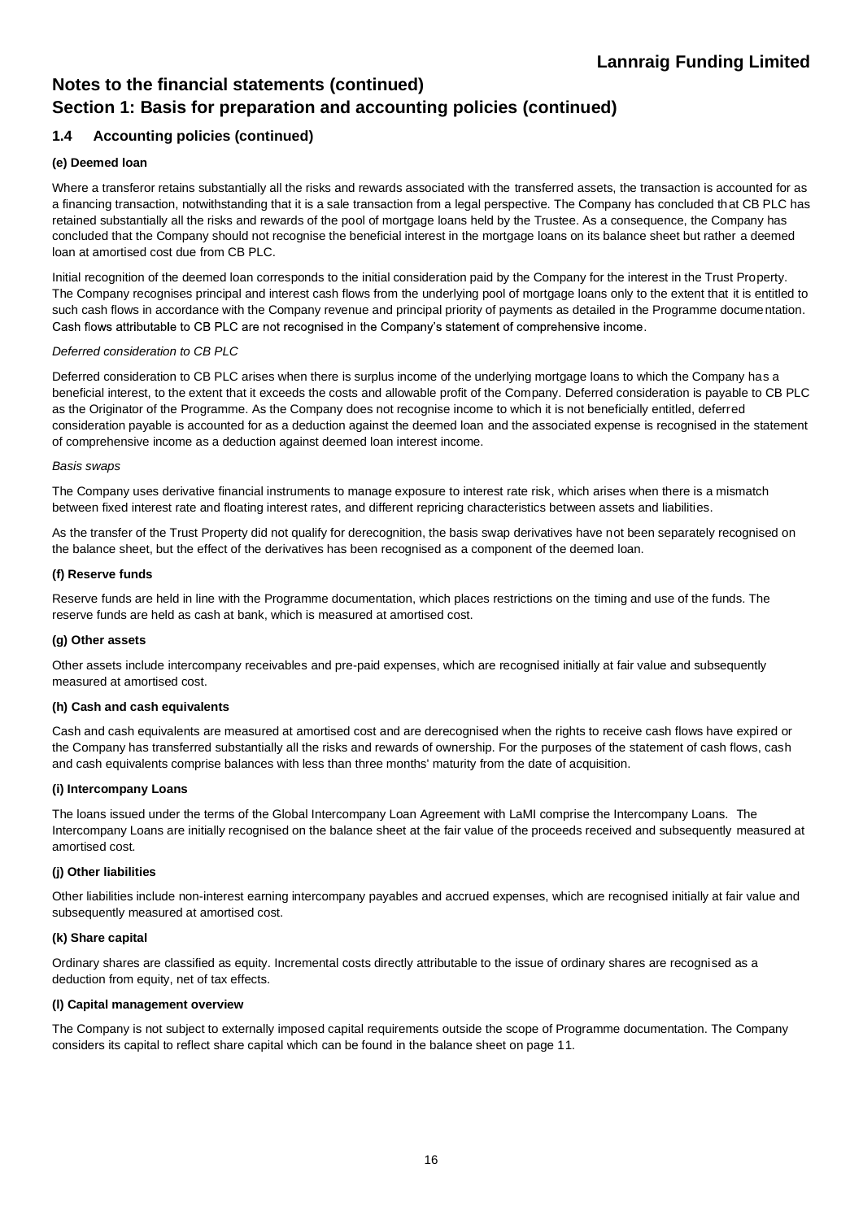# Notes to the financial statements (continued)

## Section 1: Basis for preparation and accounting policies (continued)

### 1.4 Accounting policies (continued)

**(e) Deemed loan**

Where a transferor retains substantially all the risks and rewards associated with the transferred assets, the transaction is accounted for as a financing transaction, notwithstanding that it is a sale transaction from a legal perspective. The Company has concluded that CB PLC has retained substantially all the risks and rewards of the pool of mortgage loans held by the Trustee. As a consequence, the Company has concluded that the Company should not recognise the beneficial interest in the mortgage loans on its balance sheet but rather a deemed loan at amortised cost due from CB PLC.

Initial recognition of the deemed loan corresponds to the initial consideration paid by the Company for the interest in the Trust Property. The Company recognises principal and interest cash flows from the underlying pool of mortgage loans only to the extent that it is entitled to such cash flows in accordance with the Company revenue and principal priority of payments as detailed in the Programme documentation. Cash flows attributable to CB PLC are not recognised in the Company's statement of comprehensive income.

*Deferred consideration to CB PLC*

Deferred consideration to CB PLC arises when there is surplus income of the underlying mortgage loans to which the Company has a beneficial interest, to the extent that it exceeds the costs and allowable profit of the Company. Deferred consideration is payable to CB PLC as the Originator of the Programme. As the Company does not recognise income to which it is not beneficially entitled, deferred consideration payable is accounted for as a deduction against the deemed loan and the associated expense is recognised in the statement of comprehensive income as a deduction against deemed loan interest income.

*Basis swaps*

The Company uses derivative financial instruments to manage exposure to interest rate risk, which arises when there is a mismatch between fixed interest rate and floating interest rates, and different repricing characteristics between assets and liabilities.

As the transfer of the Trust Property did not qualify for derecognition, the basis swap derivatives have not been separately recognised on the balance sheet, but the effect of the derivatives has been recognised as a component of the deemed loan.

**(f) Reserve funds**

Reserve funds are held in line with the Programme documentation, which places restrictions on the timing and use of the funds. The reserve funds are held as cash at bank, which is measured at amortised cost.

**(g) Other assets**

Other assets include intercompany receivables and pre-paid expenses, which are recognised initially at fair value and subsequently measured at amortised cost.

**(h) Cash and cash equivalents**

Cash and cash equivalents are measured at amortised cost and are derecognised when the rights to receive cash flows have expired or the Company has transferred substantially all the risks and rewards of ownership. For the purposes of the statement of cash flows, cash and cash equivalents comprise balances with less than three months' maturity from the date of acquisition.

**(i) Intercompany Loans**

The loans issued under the terms of the Global Intercompany Loan Agreement with LaMI comprise the Intercompany Loans. The Intercompany Loans are initially recognised on the balance sheet at the fair value of the proceeds received and subsequently measured at amortised cost.

**(j) Other liabilities**

Other liabilities include non-interest earning intercompany payables and accrued expenses, which are recognised initially at fair value and subsequently measured at amortised cost.

**(k) Share capital**

Ordinary shares are classified as equity. Incremental costs directly attributable to the issue of ordinary shares are recognised as a deduction from equity, net of tax effects.

**(l) Capital management overview**

The Company is not subject to externally imposed capital requirements outside the scope of Programme documentation. The Company considers its capital to reflect share capital which can be found in the balance sheet on page 11.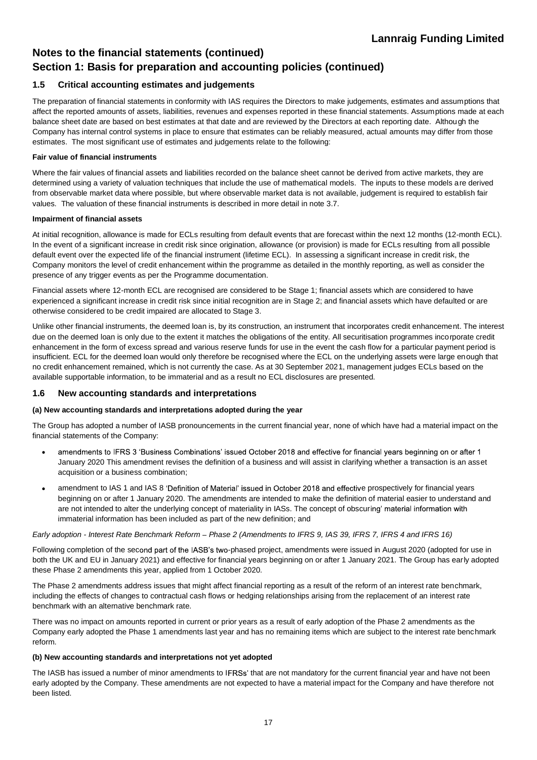# Notes to the financial statements (continued)

# Section 1: Basis for preparation and accounting policies (continued)

## 1.5 Critical accounting estimates and judgements

The preparation of financial statements in conformity with IAS requires the Directors to make judgements, estimates and assumptions that affect the reported amounts of assets, liabilities, revenues and expenses reported in these financial statements. Assumptions made at each balance sheet date are based on best estimates at that date and are reviewed by the Directors at each reporting date. Although the Company has internal control systems in place to ensure that estimates can be reliably measured, actual amounts may differ from those estimates. The most significant use of estimates and judgements relate to the following:

**Fair value of financial instruments**

Where the fair values of financial assets and liabilities recorded on the balance sheet cannot be derived from active markets, they are determined using a variety of valuation techniques that include the use of mathematical models. The inputs to these models are derived from observable market data where possible, but where observable market data is not available, judgement is required to establish fair values. The valuation of these financial instruments is described in more detail in note 3.7.

**Impairment of financial assets**

At initial recognition, allowance is made for ECLs resulting from default events that are forecast within the next 12 months (12-month ECL). In the event of a significant increase in credit risk since origination, allowance (or provision) is made for ECLs resulting from all possible default event over the expected life of the financial instrument (lifetime ECL). In assessing a significant increase in credit risk, the Company monitors the level of credit enhancement within the programme as detailed in the monthly reporting, as well as consider the presence of any trigger events as per the Programme documentation.

Financial assets where 12-month ECL are recognised are considered to be Stage 1; financial assets which are considered to have experienced a significant increase in credit risk since initial recognition are in Stage 2; and financial assets which have defaulted or are otherwise considered to be credit impaired are allocated to Stage 3.

Unlike other financial instruments, the deemed loan is, by its construction, an instrument that incorporates credit enhancement. The interest due on the deemed loan is only due to the extent it matches the obligations of the entity. All securitisation programmes incorporate credit enhancement in the form of excess spread and various reserve funds for use in the event the cash flow for a particular payment period is insufficient. ECL for the deemed loan would only therefore be recognised where the ECL on the underlying assets were large enough that no credit enhancement remained, which is not currently the case. As at 30 September 2021, management judges ECLs based on the available supportable information, to be immaterial and as a result no ECL disclosures are presented.

## 1.6 New accounting standards and interpretations

**(a) New accounting standards and interpretations adopted during the year**

The Group has adopted a number of IASB pronouncements in the current financial year, none of which have had a material impact on the financial statements of the Company:

- amendments to IFRS 3 'Business Combinations' issued October 2018 and effective for financial years beginning on or after 1 January 2020 This amendment revises the definition of a business and will assist in clarifying whether a transaction is an asset acquisition or a business combination;
- amendment to IAS 1 and IAS 8 'Definition of Material' issued in October 2018 and effective prospectively for financial years beginning on or after 1 January 2020. The amendments are intended to make the definition of material easier to understand and are not intended to alter the underlying concept of materiality in IASs. The concept of obscuring' material information with immaterial information has been included as part of the new definition; and

*Early adoption - Interest Rate Benchmark Reform – Phase 2 (Amendments to IFRS 9, IAS 39, IFRS 7, IFRS 4 and IFRS 16)*

Following completion of the second part of the IASB's two-phased project, amendments were issued in August 2020 (adopted for use in both the UK and EU in January 2021) and effective for financial years beginning on or after 1 January 2021. The Group has early adopted these Phase 2 amendments this year, applied from 1 October 2020.

The Phase 2 amendments address issues that might affect financial reporting as a result of the reform of an interest rate benchmark, including the effects of changes to contractual cash flows or hedging relationships arising from the replacement of an interest rate benchmark with an alternative benchmark rate.

There was no impact on amounts reported in current or prior years as a result of early adoption of the Phase 2 amendments as the Company early adopted the Phase 1 amendments last year and has no remaining items which are subject to the interest rate benchmark reform.

**(b) New accounting standards and interpretations not yet adopted**

The IASB has issued a number of minor amendments to IFRSs' that are not mandatory for the current financial year and have not been early adopted by the Company. These amendments are not expected to have a material impact for the Company and have therefore not been listed.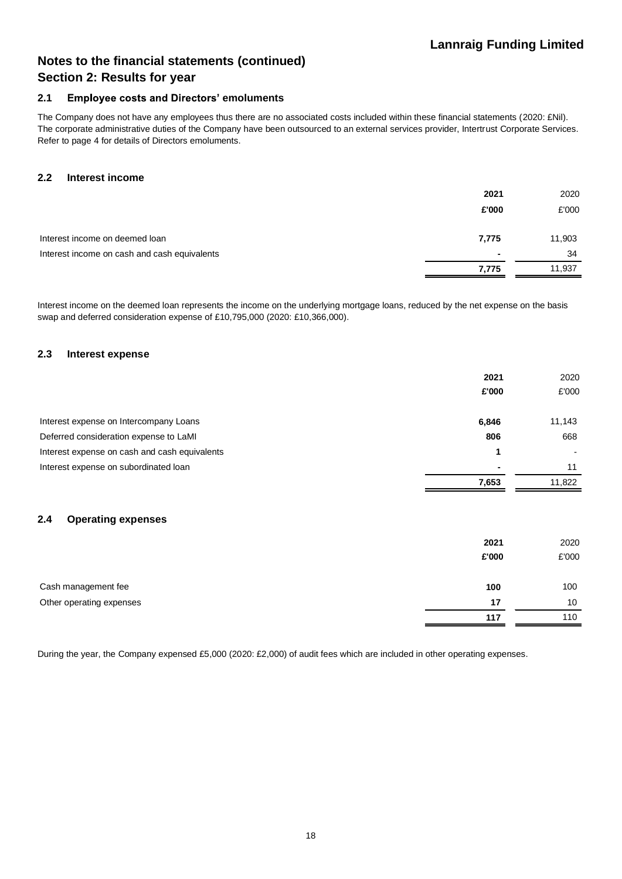# Notes to the financial statements (continued)

## Section 2: Results for year

### 2.1 Employee costs and Directors' emoluments

The Company does not have any employees thus there are no associated costs included within these financial statements (2020: £Nil). The corporate administrative duties of the Company have been outsourced to an external services provider, Intertrust Corporate Services. Refer to page 4 for details of Directors emoluments.

### 2.2 Interest income

| | 2021 | 2020 |
|---|---|---|
| | £'000 | £'000 |
| Interest income on deemed loan | 7,775 | 11,903 |
| Interest income on cash and cash equivalents | - | 34 |
| | 7,775 | 11,937 |

Interest income on the deemed loan represents the income on the underlying mortgage loans, reduced by the net expense on the basis swap and deferred consideration expense of £10,795,000 (2020: £10,366,000).

### 2.3 Interest expense

| | 2021 | 2020 |
|---|---|---|
| | £'000 | £'000 |
| Interest expense on Intercompany Loans | 6,846 | 11,143 |
| Deferred consideration expense to LaMI | 806 | 668 |
| Interest expense on cash and cash equivalents | 1 | - |
| Interest expense on subordinated loan | - | 11 |
| | 7,653 | 11,822 |

### 2.4 Operating expenses

| | 2021 | 2020 |
|---|---|---|
| | £'000 | £'000 |
| Cash management fee | 100 | 100 |
| Other operating expenses | 17 | 10 |
| | 117 | 110 |

During the year, the Company expensed £5,000 (2020: £2,000) of audit fees which are included in other operating expenses.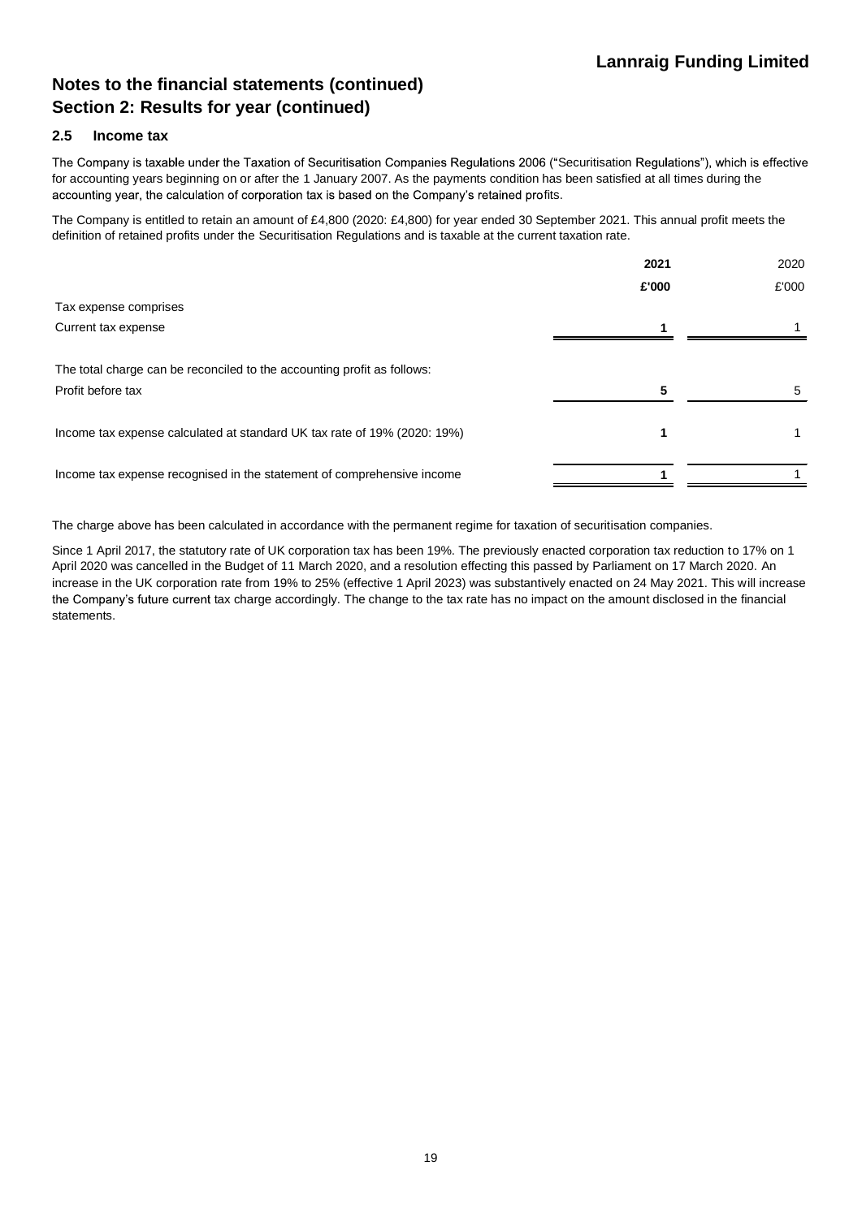# Notes to the financial statements (continued)

## Section 2: Results for year (continued)

### 2.5 Income tax

The Company is taxable under the Taxation of Securitisation Companies Regulations 2006 ("Securitisation Regulations"), which is effective for accounting years beginning on or after the 1 January 2007. As the payments condition has been satisfied at all times during the accounting year, the calculation of corporation tax is based on the Company's retained profits.

The Company is entitled to retain an amount of £4,800 (2020: £4,800) for year ended 30 September 2021. This annual profit meets the definition of retained profits under the Securitisation Regulations and is taxable at the current taxation rate.

| | **2021** | 2020 |
|---|---|---|
| | **£'000** | £'000 |
| Tax expense comprises | | |
| Current tax expense | **1** | 1 |
| | | |
| The total charge can be reconciled to the accounting profit as follows: | | |
| Profit before tax | **5** | 5 |
| | | |
| Income tax expense calculated at standard UK tax rate of 19% (2020: 19%) | **1** | 1 |
| | | |
| Income tax expense recognised in the statement of comprehensive income | **1** | 1 |

The charge above has been calculated in accordance with the permanent regime for taxation of securitisation companies.

Since 1 April 2017, the statutory rate of UK corporation tax has been 19%. The previously enacted corporation tax reduction to 17% on 1 April 2020 was cancelled in the Budget of 11 March 2020, and a resolution effecting this passed by Parliament on 17 March 2020. An increase in the UK corporation rate from 19% to 25% (effective 1 April 2023) was substantively enacted on 24 May 2021. This will increase the Company's future current tax charge accordingly. The change to the tax rate has no impact on the amount disclosed in the financial statements.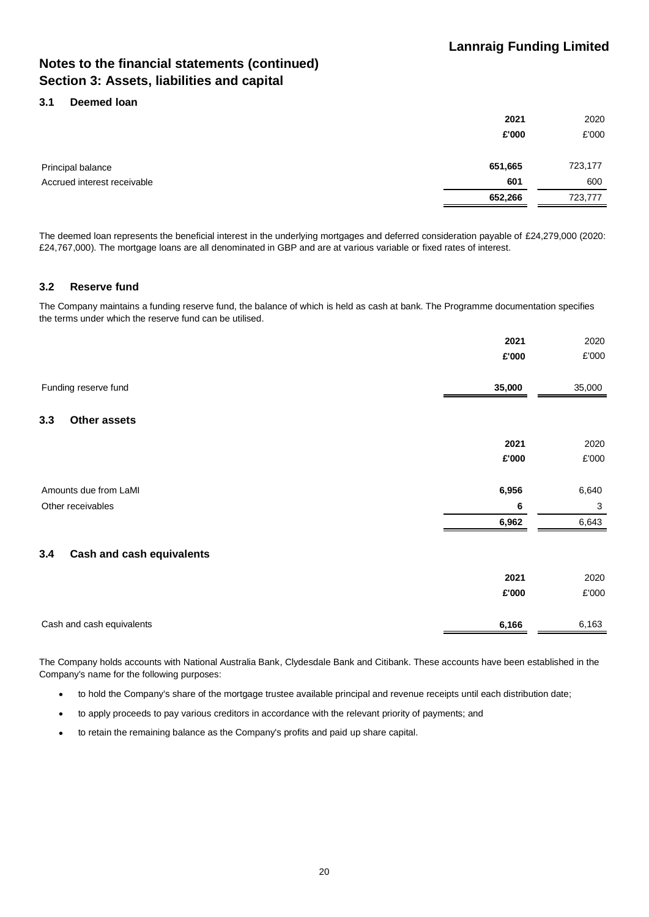# Notes to the financial statements (continued)
## Section 3: Assets, liabilities and capital

### 3.1 Deemed loan

| | 2021 | 2020 |
|---|---|---|
| | £'000 | £'000 |
| Principal balance | 651,665 | 723,177 |
| Accrued interest receivable | 601 | 600 |
| | 652,266 | 723,777 |

The deemed loan represents the beneficial interest in the underlying mortgages and deferred consideration payable of £24,279,000 (2020: £24,767,000). The mortgage loans are all denominated in GBP and are at various variable or fixed rates of interest.

### 3.2 Reserve fund

The Company maintains a funding reserve fund, the balance of which is held as cash at bank. The Programme documentation specifies the terms under which the reserve fund can be utilised.

| | 2021 | 2020 |
|---|---|---|
| | £'000 | £'000 |
| Funding reserve fund | 35,000 | 35,000 |

### 3.3 Other assets

| | 2021 | 2020 |
|---|---|---|
| | £'000 | £'000 |
| Amounts due from LaMI | 6,956 | 6,640 |
| Other receivables | 6 | 3 |
| | 6,962 | 6,643 |

### 3.4 Cash and cash equivalents

| | 2021 | 2020 |
|---|---|---|
| | £'000 | £'000 |
| Cash and cash equivalents | 6,166 | 6,163 |

The Company holds accounts with National Australia Bank, Clydesdale Bank and Citibank. These accounts have been established in the Company's name for the following purposes:

- to hold the Company's share of the mortgage trustee available principal and revenue receipts until each distribution date;
- to apply proceeds to pay various creditors in accordance with the relevant priority of payments; and
- to retain the remaining balance as the Company's profits and paid up share capital.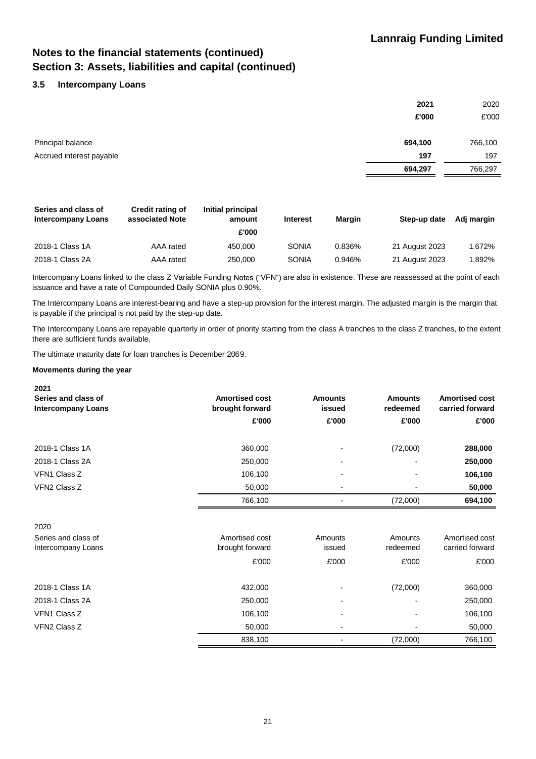# Notes to the financial statements (continued)
## Section 3: Assets, liabilities and capital (continued)

### 3.5 Intercompany Loans

| | **2021** | 2020 |
|---|---|---|
| | **£'000** | £'000 |
| Principal balance | **694,100** | 766,100 |
| Accrued interest payable | **197** | 197 |
| | **694,297** | 766,297 |

| **Series and class of Intercompany Loans** | **Credit rating of associated Note** | **Initial principal amount** | **Interest** | **Margin** | **Step-up date** | **Adj margin** |
|---|---|---|---|---|---|---|
| | | **£'000** | | | | |
| 2018-1 Class 1A | AAA rated | 450,000 | SONIA | 0.836% | 21 August 2023 | 1.672% |
| 2018-1 Class 2A | AAA rated | 250,000 | SONIA | 0.946% | 21 August 2023 | 1.892% |

Intercompany Loans linked to the class Z Variable Funding Notes ("VFN") are also in existence. These are reassessed at the point of each issuance and have a rate of Compounded Daily SONIA plus 0.90%.

The Intercompany Loans are interest-bearing and have a step-up provision for the interest margin. The adjusted margin is the margin that is payable if the principal is not paid by the step-up date.

The Intercompany Loans are repayable quarterly in order of priority starting from the class A tranches to the class Z tranches, to the extent there are sufficient funds available.

The ultimate maturity date for loan tranches is December 2069.

**Movements during the year**

| **2021 Series and class of Intercompany Loans** | **Amortised cost brought forward** | **Amounts issued** | **Amounts redeemed** | **Amortised cost carried forward** |
|---|---|---|---|---|
| | **£'000** | **£'000** | **£'000** | **£'000** |
| 2018-1 Class 1A | 360,000 | - | (72,000) | **288,000** |
| 2018-1 Class 2A | 250,000 | - | - | **250,000** |
| VFN1 Class Z | 106,100 | - | - | **106,100** |
| VFN2 Class Z | 50,000 | - | - | **50,000** |
| | 766,100 | - | (72,000) | **694,100** |

| 2020 Series and class of Intercompany Loans | Amortised cost brought forward | Amounts issued | Amounts redeemed | Amortised cost carried forward |
|---|---|---|---|---|
| | £'000 | £'000 | £'000 | £'000 |
| 2018-1 Class 1A | 432,000 | - | (72,000) | 360,000 |
| 2018-1 Class 2A | 250,000 | - | - | 250,000 |
| VFN1 Class Z | 106,100 | - | - | 106,100 |
| VFN2 Class Z | 50,000 | - | - | 50,000 |
| | 838,100 | - | (72,000) | 766,100 |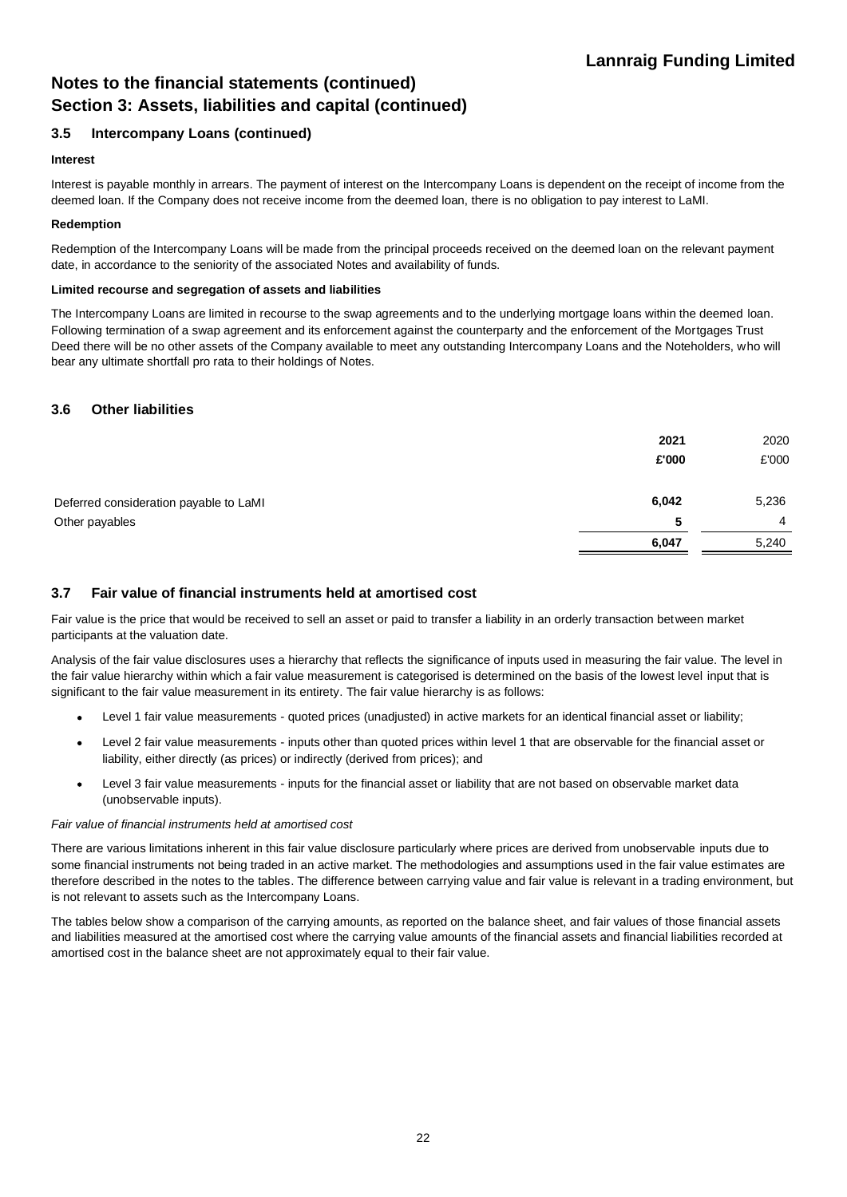# Notes to the financial statements (continued)
# Section 3: Assets, liabilities and capital (continued)

## 3.5 Intercompany Loans (continued)

**Interest**

Interest is payable monthly in arrears. The payment of interest on the Intercompany Loans is dependent on the receipt of income from the deemed loan. If the Company does not receive income from the deemed loan, there is no obligation to pay interest to LaMI.

**Redemption**

Redemption of the Intercompany Loans will be made from the principal proceeds received on the deemed loan on the relevant payment date, in accordance to the seniority of the associated Notes and availability of funds.

**Limited recourse and segregation of assets and liabilities**

The Intercompany Loans are limited in recourse to the swap agreements and to the underlying mortgage loans within the deemed loan. Following termination of a swap agreement and its enforcement against the counterparty and the enforcement of the Mortgages Trust Deed there will be no other assets of the Company available to meet any outstanding Intercompany Loans and the Noteholders, who will bear any ultimate shortfall pro rata to their holdings of Notes.

## 3.6 Other liabilities

| | **2021** | 2020 |
|---|---|---|
| | **£'000** | £'000 |
| Deferred consideration payable to LaMI | **6,042** | 5,236 |
| Other payables | **5** | 4 |
| | **6,047** | 5,240 |

## 3.7 Fair value of financial instruments held at amortised cost

Fair value is the price that would be received to sell an asset or paid to transfer a liability in an orderly transaction between market participants at the valuation date.

Analysis of the fair value disclosures uses a hierarchy that reflects the significance of inputs used in measuring the fair value. The level in the fair value hierarchy within which a fair value measurement is categorised is determined on the basis of the lowest level input that is significant to the fair value measurement in its entirety. The fair value hierarchy is as follows:

- Level 1 fair value measurements - quoted prices (unadjusted) in active markets for an identical financial asset or liability;
- Level 2 fair value measurements - inputs other than quoted prices within level 1 that are observable for the financial asset or liability, either directly (as prices) or indirectly (derived from prices); and
- Level 3 fair value measurements - inputs for the financial asset or liability that are not based on observable market data (unobservable inputs).

*Fair value of financial instruments held at amortised cost*

There are various limitations inherent in this fair value disclosure particularly where prices are derived from unobservable inputs due to some financial instruments not being traded in an active market. The methodologies and assumptions used in the fair value estimates are therefore described in the notes to the tables. The difference between carrying value and fair value is relevant in a trading environment, but is not relevant to assets such as the Intercompany Loans.

The tables below show a comparison of the carrying amounts, as reported on the balance sheet, and fair values of those financial assets and liabilities measured at the amortised cost where the carrying value amounts of the financial assets and financial liabilities recorded at amortised cost in the balance sheet are not approximately equal to their fair value.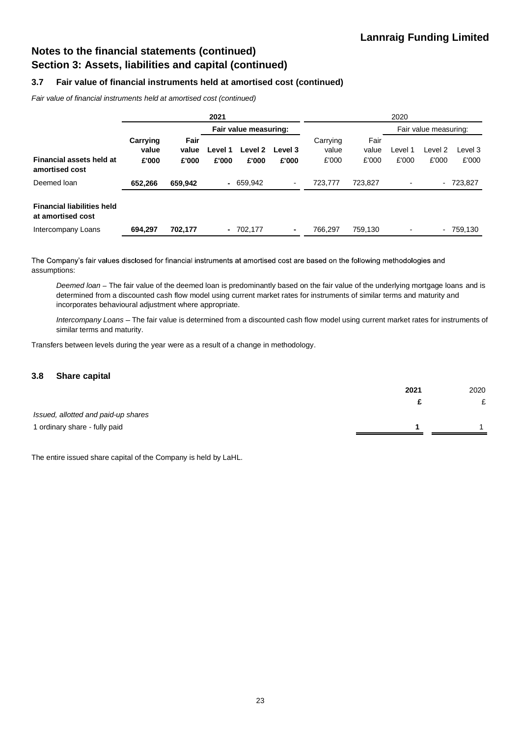# Notes to the financial statements (continued)
## Section 3: Assets, liabilities and capital (continued)

### 3.7 Fair value of financial instruments held at amortised cost (continued)

*Fair value of financial instruments held at amortised cost (continued)*

| | 2021 | | | | | 2020 | | | | |
|---|---|---|---|---|---|---|---|---|---|---|
| | | | Fair value measuring: | | | | | Fair value measuring: | | |
| **Financial assets held at amortised cost** | **Carrying value £'000** | **Fair value £'000** | **Level 1 £'000** | **Level 2 £'000** | **Level 3 £'000** | Carrying value £'000 | Fair value £'000 | Level 1 £'000 | Level 2 £'000 | Level 3 £'000 |
| Deemed loan | **652,266** | **659,942** | **-** | **659,942** | **-** | 723,777 | 723,827 | - | - | 723,827 |
| **Financial liabilities held at amortised cost** | | | | | | | | | | |
| Intercompany Loans | **694,297** | **702,177** | **-** | **702,177** | **-** | 766,297 | 759,130 | - | - | 759,130 |

The Company's fair values disclosed for financial instruments at amortised cost are based on the following methodologies and assumptions:

*Deemed loan* – The fair value of the deemed loan is predominantly based on the fair value of the underlying mortgage loans and is determined from a discounted cash flow model using current market rates for instruments of similar terms and maturity and incorporates behavioural adjustment where appropriate.

*Intercompany Loans* – The fair value is determined from a discounted cash flow model using current market rates for instruments of similar terms and maturity.

Transfers between levels during the year were as a result of a change in methodology.

### 3.8 Share capital

| | 2021 | 2020 |
|---|---|---|
| | **£** | £ |
| *Issued, allotted and paid-up shares* | | |
| 1 ordinary share - fully paid | **1** | 1 |

The entire issued share capital of the Company is held by LaHL.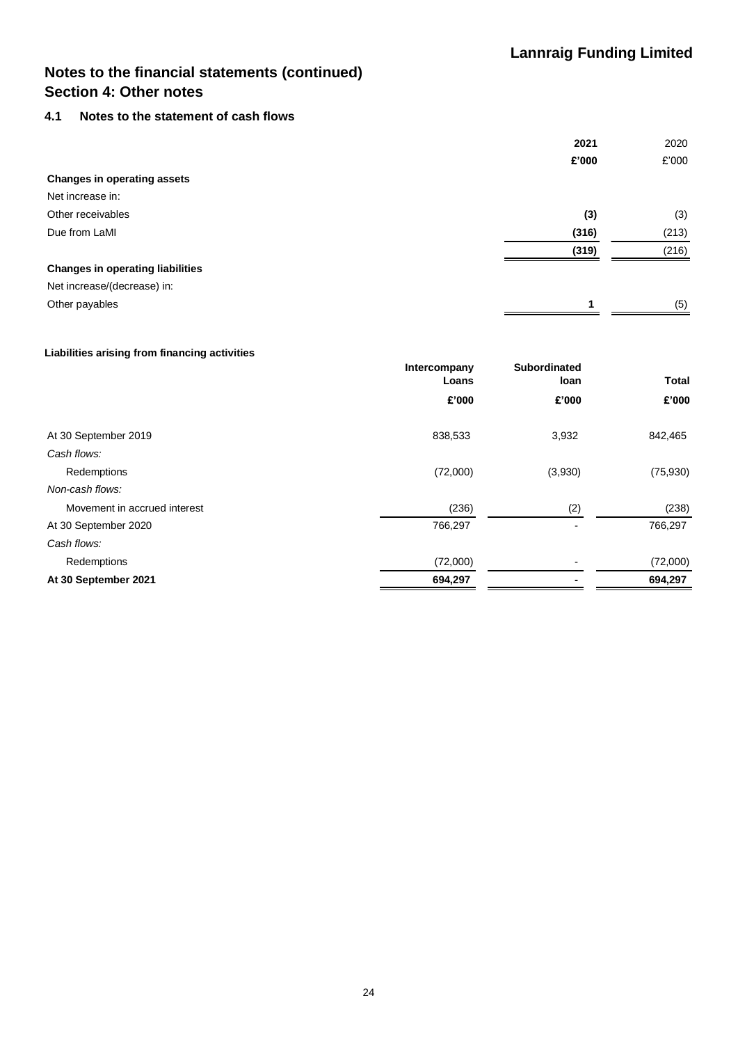# Notes to the financial statements (continued)

## Section 4: Other notes

### 4.1 Notes to the statement of cash flows

| | 2021 | 2020 |
|---|---|---|
| | £'000 | £'000 |
| **Changes in operating assets** | | |
| Net increase in: | | |
| Other receivables | **(3)** | (3) |
| Due from LaMI | **(316)** | (213) |
| | **(319)** | (216) |
| **Changes in operating liabilities** | | |
| Net increase/(decrease) in: | | |
| Other payables | **1** | (5) |

**Liabilities arising from financing activities**

| | Intercompany Loans | Subordinated loan | Total |
|---|---|---|---|
| | £'000 | £'000 | £'000 |
| At 30 September 2019 | 838,533 | 3,932 | 842,465 |
| *Cash flows:* | | | |
| Redemptions | (72,000) | (3,930) | (75,930) |
| *Non-cash flows:* | | | |
| Movement in accrued interest | (236) | (2) | (238) |
| At 30 September 2020 | 766,297 | - | 766,297 |
| *Cash flows:* | | | |
| Redemptions | (72,000) | - | (72,000) |
| **At 30 September 2021** | **694,297** | **-** | **694,297** |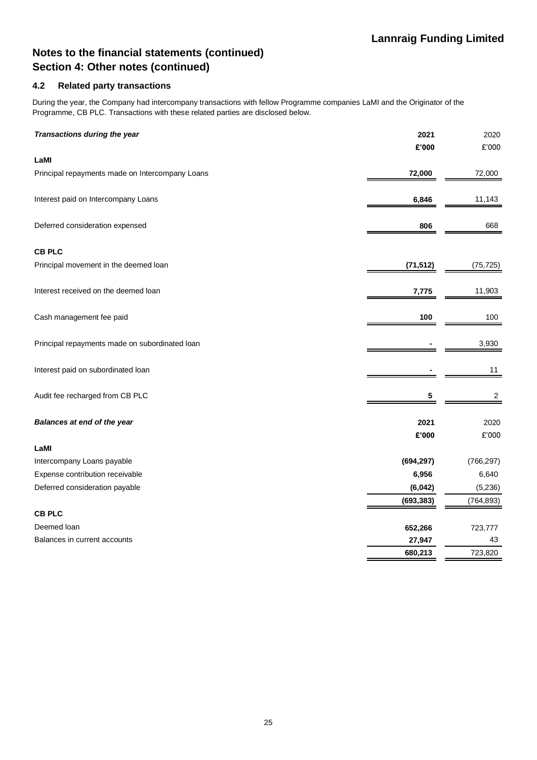# Notes to the financial statements (continued)
## Section 4: Other notes (continued)

### 4.2 Related party transactions

During the year, the Company had intercompany transactions with fellow Programme companies LaMI and the Originator of the Programme, CB PLC. Transactions with these related parties are disclosed below.

| ***Transactions during the year*** | **2021** | 2020 |
|---|---|---|
| | **£'000** | £'000 |
| **LaMI** | | |
| Principal repayments made on Intercompany Loans | **72,000** | 72,000 |
| Interest paid on Intercompany Loans | **6,846** | 11,143 |
| Deferred consideration expensed | **806** | 668 |
| **CB PLC** | | |
| Principal movement in the deemed loan | **(71,512)** | (75,725) |
| Interest received on the deemed loan | **7,775** | 11,903 |
| Cash management fee paid | **100** | 100 |
| Principal repayments made on subordinated loan | **-** | 3,930 |
| Interest paid on subordinated loan | **-** | 11 |
| Audit fee recharged from CB PLC | **5** | 2 |

| ***Balances at end of the year*** | **2021** | 2020 |
|---|---|---|
| | **£'000** | £'000 |
| **LaMI** | | |
| Intercompany Loans payable | **(694,297)** | (766,297) |
| Expense contribution receivable | **6,956** | 6,640 |
| Deferred consideration payable | **(6,042)** | (5,236) |
| | **(693,383)** | (764,893) |
| **CB PLC** | | |
| Deemed loan | **652,266** | 723,777 |
| Balances in current accounts | **27,947** | 43 |
| | **680,213** | 723,820 |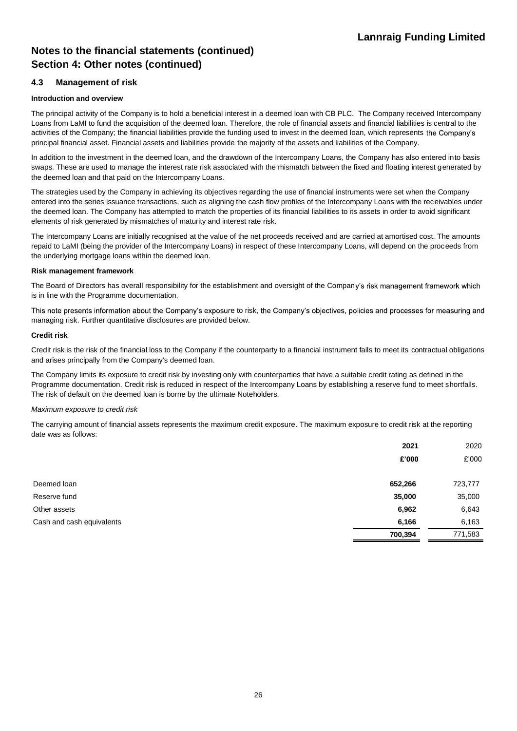# Notes to the financial statements (continued)
## Section 4: Other notes (continued)

### 4.3 Management of risk

**Introduction and overview**

The principal activity of the Company is to hold a beneficial interest in a deemed loan with CB PLC. The Company received Intercompany Loans from LaMI to fund the acquisition of the deemed loan. Therefore, the role of financial assets and financial liabilities is central to the activities of the Company; the financial liabilities provide the funding used to invest in the deemed loan, which represents the Company's principal financial asset. Financial assets and liabilities provide the majority of the assets and liabilities of the Company.

In addition to the investment in the deemed loan, and the drawdown of the Intercompany Loans, the Company has also entered into basis swaps. These are used to manage the interest rate risk associated with the mismatch between the fixed and floating interest generated by the deemed loan and that paid on the Intercompany Loans.

The strategies used by the Company in achieving its objectives regarding the use of financial instruments were set when the Company entered into the series issuance transactions, such as aligning the cash flow profiles of the Intercompany Loans with the receivables under the deemed loan. The Company has attempted to match the properties of its financial liabilities to its assets in order to avoid significant elements of risk generated by mismatches of maturity and interest rate risk.

The Intercompany Loans are initially recognised at the value of the net proceeds received and are carried at amortised cost. The amounts repaid to LaMI (being the provider of the Intercompany Loans) in respect of these Intercompany Loans, will depend on the proceeds from the underlying mortgage loans within the deemed loan.

**Risk management framework**

The Board of Directors has overall responsibility for the establishment and oversight of the Company's risk management framework which is in line with the Programme documentation.

This note presents information about the Company's exposure to risk, the Company's objectives, policies and processes for measuring and managing risk. Further quantitative disclosures are provided below.

**Credit risk**

Credit risk is the risk of the financial loss to the Company if the counterparty to a financial instrument fails to meet its contractual obligations and arises principally from the Company's deemed loan.

The Company limits its exposure to credit risk by investing only with counterparties that have a suitable credit rating as defined in the Programme documentation. Credit risk is reduced in respect of the Intercompany Loans by establishing a reserve fund to meet shortfalls. The risk of default on the deemed loan is borne by the ultimate Noteholders.

*Maximum exposure to credit risk*

The carrying amount of financial assets represents the maximum credit exposure. The maximum exposure to credit risk at the reporting date was as follows:

| | **2021** | 2020 |
|---|---|---|
| | **£'000** | £'000 |
| Deemed loan | **652,266** | 723,777 |
| Reserve fund | **35,000** | 35,000 |
| Other assets | **6,962** | 6,643 |
| Cash and cash equivalents | **6,166** | 6,163 |
| | **700,394** | 771,583 |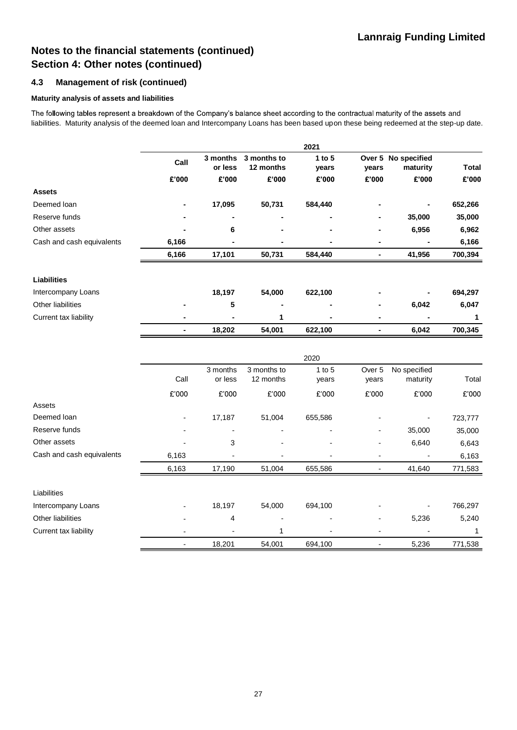# Notes to the financial statements (continued)
# Section 4: Other notes (continued)

## 4.3 Management of risk (continued)

**Maturity analysis of assets and liabilities**

The following tables represent a breakdown of the Company's balance sheet according to the contractual maturity of the assets and liabilities. Maturity analysis of the deemed loan and Intercompany Loans has been based upon these being redeemed at the step-up date.

| | **2021** | | | | | | |
|---|---|---|---|---|---|---|---|
| | **Call** | **3 months or less** | **3 months to 12 months** | **1 to 5 years** | **Over 5 years** | **No specified maturity** | **Total** |
| | **£'000** | **£'000** | **£'000** | **£'000** | **£'000** | **£'000** | **£'000** |
| **Assets** | | | | | | | |
| Deemed loan | **-** | **17,095** | **50,731** | **584,440** | **-** | **-** | **652,266** |
| Reserve funds | **-** | **-** | **-** | **-** | **-** | **35,000** | **35,000** |
| Other assets | **-** | **6** | **-** | **-** | **-** | **6,956** | **6,962** |
| Cash and cash equivalents | **6,166** | **-** | **-** | **-** | **-** | **-** | **6,166** |
| | **6,166** | **17,101** | **50,731** | **584,440** | **-** | **41,956** | **700,394** |
| **Liabilities** | | | | | | | |
| Intercompany Loans | | **18,197** | **54,000** | **622,100** | **-** | **-** | **694,297** |
| Other liabilities | **-** | **5** | **-** | **-** | **-** | **6,042** | **6,047** |
| Current tax liability | **-** | **-** | **1** | **-** | **-** | **-** | **1** |
| | **-** | **18,202** | **54,001** | **622,100** | **-** | **6,042** | **700,345** |

| | 2020 | | | | | | |
|---|---|---|---|---|---|---|---|
| | Call | 3 months or less | 3 months to 12 months | 1 to 5 years | Over 5 years | No specified maturity | Total |
| | £'000 | £'000 | £'000 | £'000 | £'000 | £'000 | £'000 |
| Assets | | | | | | | |
| Deemed loan | - | 17,187 | 51,004 | 655,586 | - | - | 723,777 |
| Reserve funds | - | - | - | - | - | 35,000 | 35,000 |
| Other assets | - | 3 | - | - | - | 6,640 | 6,643 |
| Cash and cash equivalents | 6,163 | - | - | - | - | - | 6,163 |
| | 6,163 | 17,190 | 51,004 | 655,586 | - | 41,640 | 771,583 |
| Liabilities | | | | | | | |
| Intercompany Loans | - | 18,197 | 54,000 | 694,100 | - | - | 766,297 |
| Other liabilities | - | 4 | - | - | - | 5,236 | 5,240 |
| Current tax liability | - | - | 1 | - | - | - | 1 |
| | - | 18,201 | 54,001 | 694,100 | - | 5,236 | 771,538 |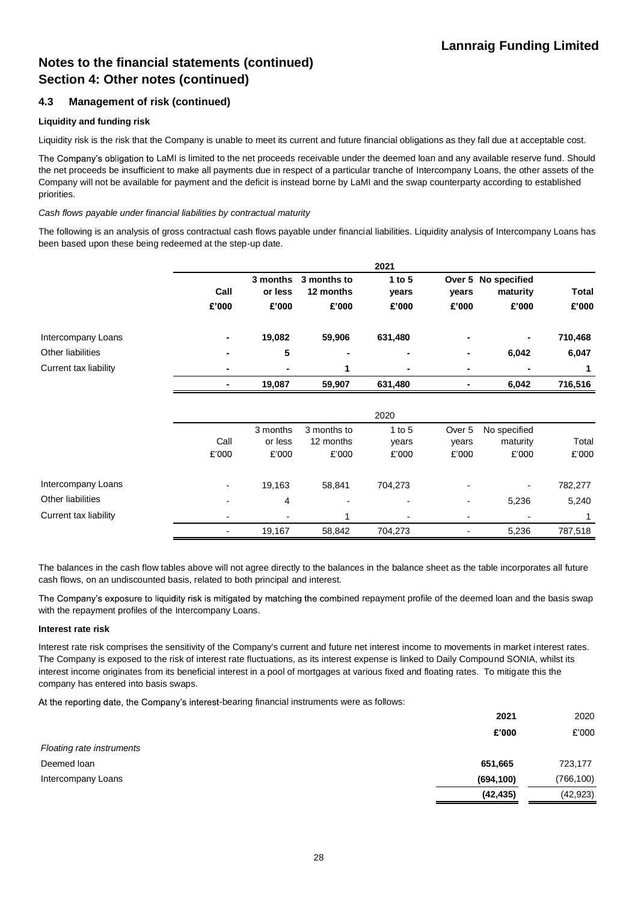# Notes to the financial statements (continued)
## Section 4: Other notes (continued)

### 4.3 Management of risk (continued)

**Liquidity and funding risk**

Liquidity risk is the risk that the Company is unable to meet its current and future financial obligations as they fall due at acceptable cost.

The Company's obligation to LaMI is limited to the net proceeds receivable under the deemed loan and any available reserve fund. Should the net proceeds be insufficient to make all payments due in respect of a particular tranche of Intercompany Loans, the other assets of the Company will not be available for payment and the deficit is instead borne by LaMI and the swap counterparty according to established priorities.

*Cash flows payable under financial liabilities by contractual maturity*

The following is an analysis of gross contractual cash flows payable under financial liabilities. Liquidity analysis of Intercompany Loans has been based upon these being redeemed at the step-up date.

| | **2021** | | | | | | |
|---|---|---|---|---|---|---|---|
| | **Call** | **3 months or less** | **3 months to 12 months** | **1 to 5 years** | **Over 5 years** | **No specified maturity** | **Total** |
| | **£'000** | **£'000** | **£'000** | **£'000** | **£'000** | **£'000** | **£'000** |
| Intercompany Loans | **-** | **19,082** | **59,906** | **631,480** | **-** | **-** | **710,468** |
| Other liabilities | **-** | **5** | **-** | **-** | **-** | **6,042** | **6,047** |
| Current tax liability | **-** | **-** | **1** | **-** | **-** | **-** | **1** |
| | **-** | **19,087** | **59,907** | **631,480** | **-** | **6,042** | **716,516** |

| | 2020 | | | | | | |
|---|---|---|---|---|---|---|---|
| | Call | 3 months or less | 3 months to 12 months | 1 to 5 years | Over 5 years | No specified maturity | Total |
| | £'000 | £'000 | £'000 | £'000 | £'000 | £'000 | £'000 |
| Intercompany Loans | - | 19,163 | 58,841 | 704,273 | - | - | 782,277 |
| Other liabilities | - | 4 | - | - | - | 5,236 | 5,240 |
| Current tax liability | - | - | 1 | - | - | - | 1 |
| | - | 19,167 | 58,842 | 704,273 | - | 5,236 | 787,518 |

The balances in the cash flow tables above will not agree directly to the balances in the balance sheet as the table incorporates all future cash flows, on an undiscounted basis, related to both principal and interest.

The Company's exposure to liquidity risk is mitigated by matching the combined repayment profile of the deemed loan and the basis swap with the repayment profiles of the Intercompany Loans.

**Interest rate risk**

Interest rate risk comprises the sensitivity of the Company's current and future net interest income to movements in market interest rates. The Company is exposed to the risk of interest rate fluctuations, as its interest expense is linked to Daily Compound SONIA, whilst its interest income originates from its beneficial interest in a pool of mortgages at various fixed and floating rates. To mitigate this the company has entered into basis swaps.

At the reporting date, the Company's interest-bearing financial instruments were as follows:

| | **2021** | 2020 |
|---|---|---|
| | **£'000** | £'000 |
| *Floating rate instruments* | | |
| Deemed loan | **651,665** | 723,177 |
| Intercompany Loans | **(694,100)** | (766,100) |
| | **(42,435)** | (42,923) |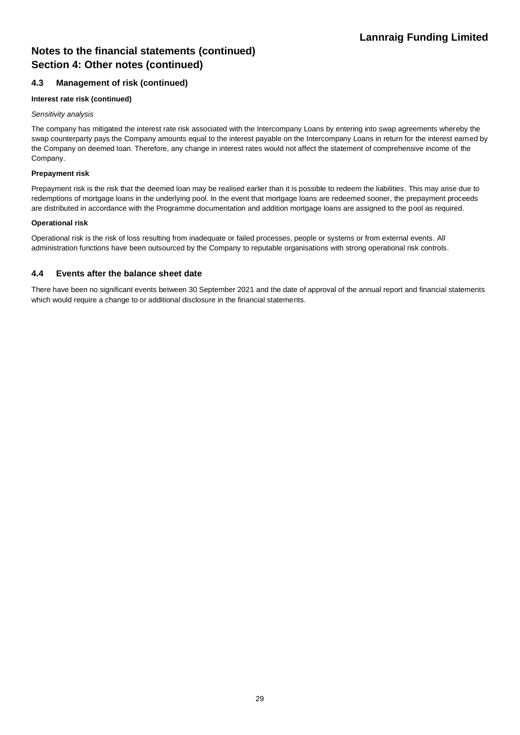# Notes to the financial statements (continued)
# Section 4: Other notes (continued)

## 4.3 Management of risk (continued)

**Interest rate risk (continued)**

*Sensitivity analysis*

The company has mitigated the interest rate risk associated with the Intercompany Loans by entering into swap agreements whereby the swap counterparty pays the Company amounts equal to the interest payable on the Intercompany Loans in return for the interest earned by the Company on deemed loan. Therefore, any change in interest rates would not affect the statement of comprehensive income of the Company.

**Prepayment risk**

Prepayment risk is the risk that the deemed loan may be realised earlier than it is possible to redeem the liabilities. This may arise due to redemptions of mortgage loans in the underlying pool. In the event that mortgage loans are redeemed sooner, the prepayment proceeds are distributed in accordance with the Programme documentation and addition mortgage loans are assigned to the pool as required.

**Operational risk**

Operational risk is the risk of loss resulting from inadequate or failed processes, people or systems or from external events. All administration functions have been outsourced by the Company to reputable organisations with strong operational risk controls.

## 4.4 Events after the balance sheet date

There have been no significant events between 30 September 2021 and the date of approval of the annual report and financial statements which would require a change to or additional disclosure in the financial statements.